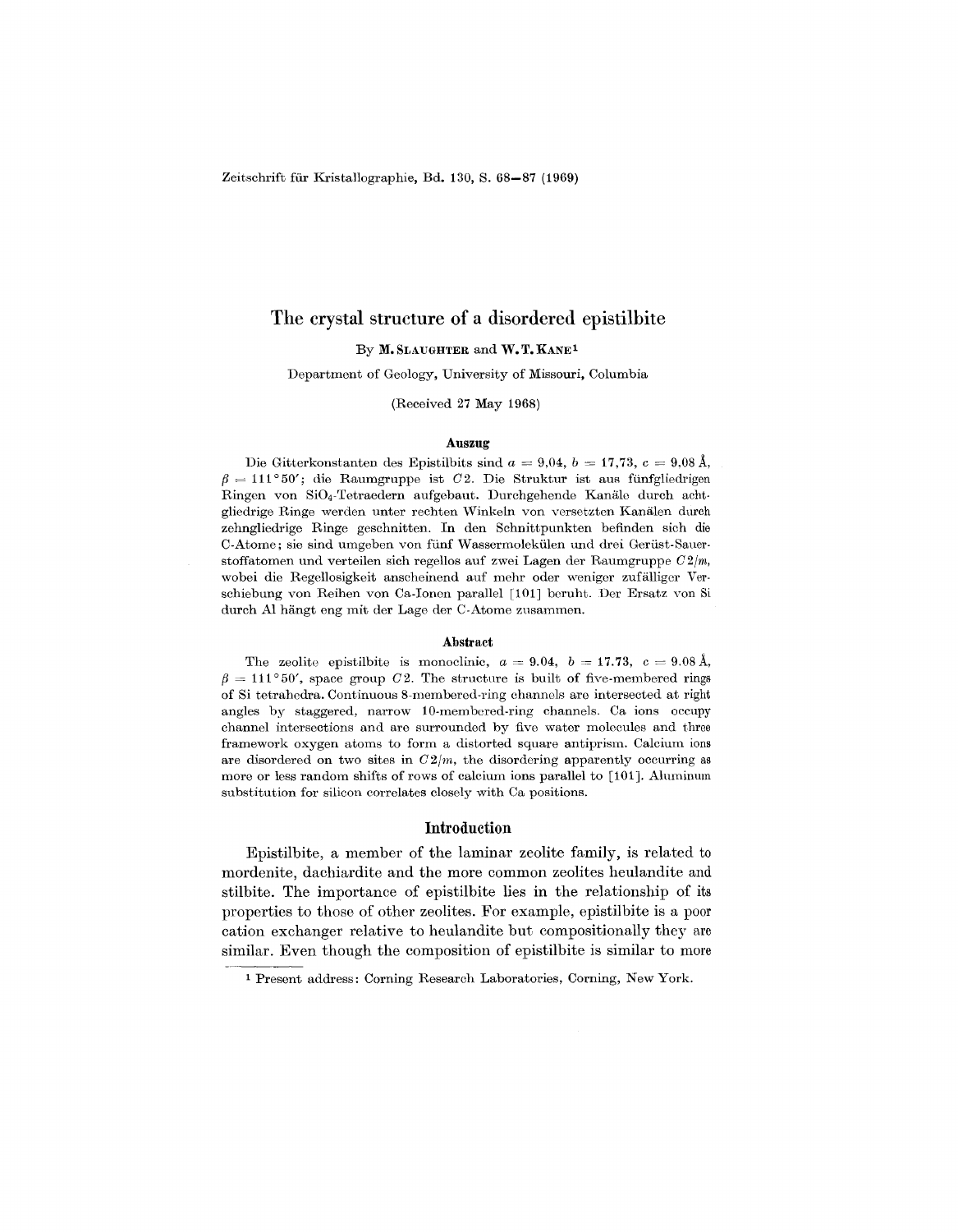Zeitschrift für Kristallographie, Bd. 130, S. 68–87 (1969)

# The crystal structure of a disordered epistilbite

By **M. Slaughter** and **W. T. Kane**[1]

Department of Geology, University of Missouri, Columbia

(Received 27 May 1968)

### Auszug

Die Gitterkonstanten des Epistilbits sind $a = 9{,}04$, $b = 17{,}73$, $c = 9{,}08$ Å, $\beta = 111°50'$; die Raumgruppe ist $C2$. Die Struktur ist aus fünfgliedrigen Ringen von $SiO_4$-Tetraedern aufgebaut. Durchgehende Kanäle durch achtgliedrige Ringe werden unter rechten Winkeln von versetzten Kanälen durch zehngliedrige Ringe geschnitten. In den Schnittpunkten befinden sich die C-Atome; sie sind umgeben von fünf Wassermolekülen und drei Gerüst-Sauerstoffatomen und verteilen sich regellos auf zwei Lagen der Raumgruppe $C2/m$, wobei die Regellosigkeit anscheinend auf mehr oder weniger zufälliger Verschiebung von Reihen von Ca-Ionen parallel [101] beruht. Der Ersatz von Si durch Al hängt eng mit der Lage der C-Atome zusammen.

### Abstract

The zeolite epistilbite is monoclinic, $a = 9.04$, $b = 17.73$, $c = 9.08$ Å, $\beta = 111°50'$, space group $C2$. The structure is built of five-membered rings of Si tetrahedra. Continuous 8-membered-ring channels are intersected at right angles by staggered, narrow 10-membered-ring channels. Ca ions occupy channel intersections and are surrounded by five water molecules and three framework oxygen atoms to form a distorted square antiprism. Calcium ions are disordered on two sites in $C2/m$, the disordering apparently occurring as more or less random shifts of rows of calcium ions parallel to [101]. Aluminum substitution for silicon correlates closely with Ca positions.

## Introduction

Epistilbite, a member of the laminar zeolite family, is related to mordenite, dachiardite and the more common zeolites heulandite and stilbite. The importance of epistilbite lies in the relationship of its properties to those of other zeolites. For example, epistilbite is a poor cation exchanger relative to heulandite but compositionally they are similar. Even though the composition of epistilbite is similar to more

[1] Present address: Corning Research Laboratories, Corning, New York.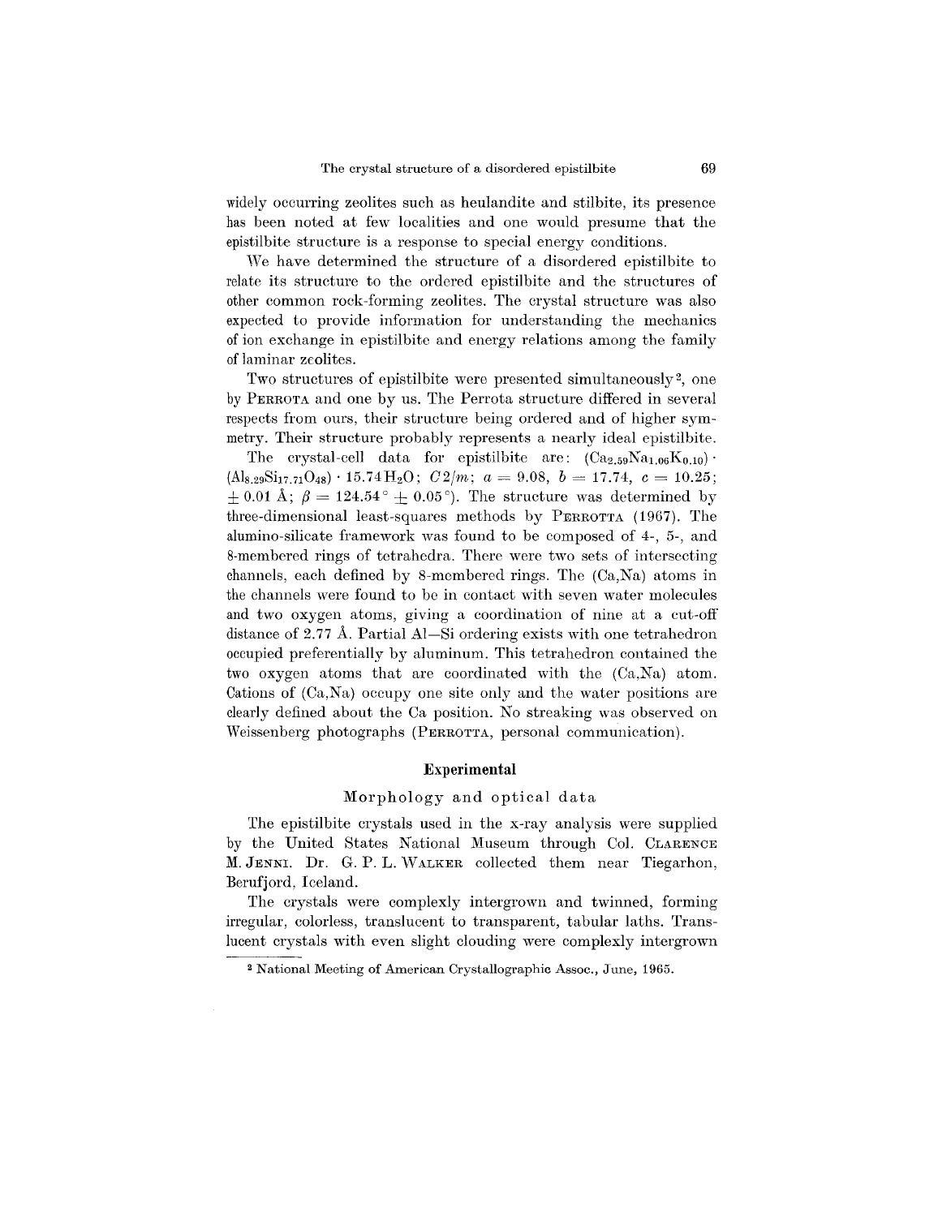widely occurring zeolites such as heulandite and stilbite, its presence has been noted at few localities and one would presume that the epistilbite structure is a response to special energy conditions.

We have determined the structure of a disordered epistilbite to relate its structure to the ordered epistilbite and the structures of other common rock-forming zeolites. The crystal structure was also expected to provide information for understanding the mechanics of ion exchange in epistilbite and energy relations among the family of laminar zeolites.

Two structures of epistilbite were presented simultaneously[2], one by PERROTA and one by us. The Perrota structure differed in several respects from ours, their structure being ordered and of higher symmetry. Their structure probably represents a nearly ideal epistilbite.

The crystal-cell data for epistilbite are: $(Ca_{2.59}Na_{1.06}K_{0.10}) \cdot (Al_{8.29}Si_{17.71}O_{48}) \cdot 15.74\,H_2O$; $C2/m$; $a = 9.08$, $b = 17.74$, $c = 10.25$; $\pm 0.01$ Å; $\beta = 124.54° \pm 0.05°$). The structure was determined by three-dimensional least-squares methods by PERROTTA (1967). The alumino-silicate framework was found to be composed of 4-, 5-, and 8-membered rings of tetrahedra. There were two sets of intersecting channels, each defined by 8-membered rings. The (Ca,Na) atoms in the channels were found to be in contact with seven water molecules and two oxygen atoms, giving a coordination of nine at a cut-off distance of 2.77 Å. Partial Al—Si ordering exists with one tetrahedron occupied preferentially by aluminum. This tetrahedron contained the two oxygen atoms that are coordinated with the (Ca,Na) atom. Cations of (Ca,Na) occupy one site only and the water positions are clearly defined about the Ca position. No streaking was observed on Weissenberg photographs (PERROTTA, personal communication).

## Experimental

### Morphology and optical data

The epistilbite crystals used in the x-ray analysis were supplied by the United States National Museum through Col. CLARENCE M. JENNI. Dr. G. P. L. WALKER collected them near Tiegarhon, Berufjord, Iceland.

The crystals were complexly intergrown and twinned, forming irregular, colorless, translucent to transparent, tabular laths. Translucent crystals with even slight clouding were complexly intergrown

---

[2] National Meeting of American Crystallographic Assoc., June, 1965.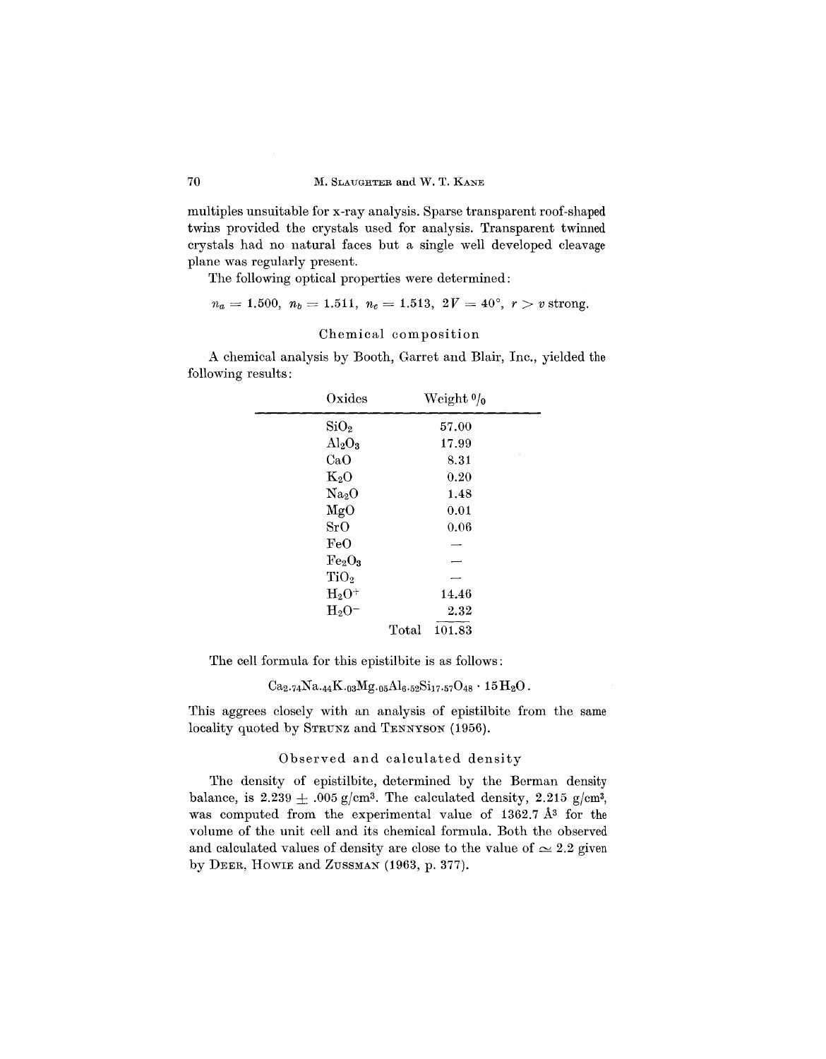multiples unsuitable for x-ray analysis. Sparse transparent roof-shaped twins provided the crystals used for analysis. Transparent twinned crystals had no natural faces but a single well developed cleavage plane was regularly present.

The following optical properties were determined:

$n_a = 1.500,\ n_b = 1.511,\ n_c = 1.513,\ 2V = 40°,\ r > v$ strong.

### Chemical composition

A chemical analysis by Booth, Garret and Blair, Inc., yielded the following results:

| Oxides | Weight % |
|---|---|
| $SiO_2$ | 57.00 |
| $Al_2O_3$ | 17.99 |
| CaO | 8.31 |
| $K_2O$ | 0.20 |
| $Na_2O$ | 1.48 |
| MgO | 0.01 |
| SrO | 0.06 |
| FeO | — |
| $Fe_2O_3$ | — |
| $TiO_2$ | — |
| $H_2O^+$ | 14.46 |
| $H_2O^-$ | 2.32 |
| Total | 101.83 |

The cell formula for this epistilbite is as follows:

$$Ca_{2.74}Na_{.44}K_{.03}Mg_{.05}Al_{6.52}Si_{17.57}O_{48} \cdot 15H_2O.$$

This aggrees closely with an analysis of epistilbite from the same locality quoted by Strunz and Tennyson (1956).

### Observed and calculated density

The density of epistilbite, determined by the Berman density balance, is $2.239 \pm .005$ g/cm³. The calculated density, 2.215 g/cm³, was computed from the experimental value of 1362.7 Å³ for the volume of the unit cell and its chemical formula. Both the observed and calculated values of density are close to the value of $\simeq 2.2$ given by Deer, Howie and Zussman (1963, p. 377).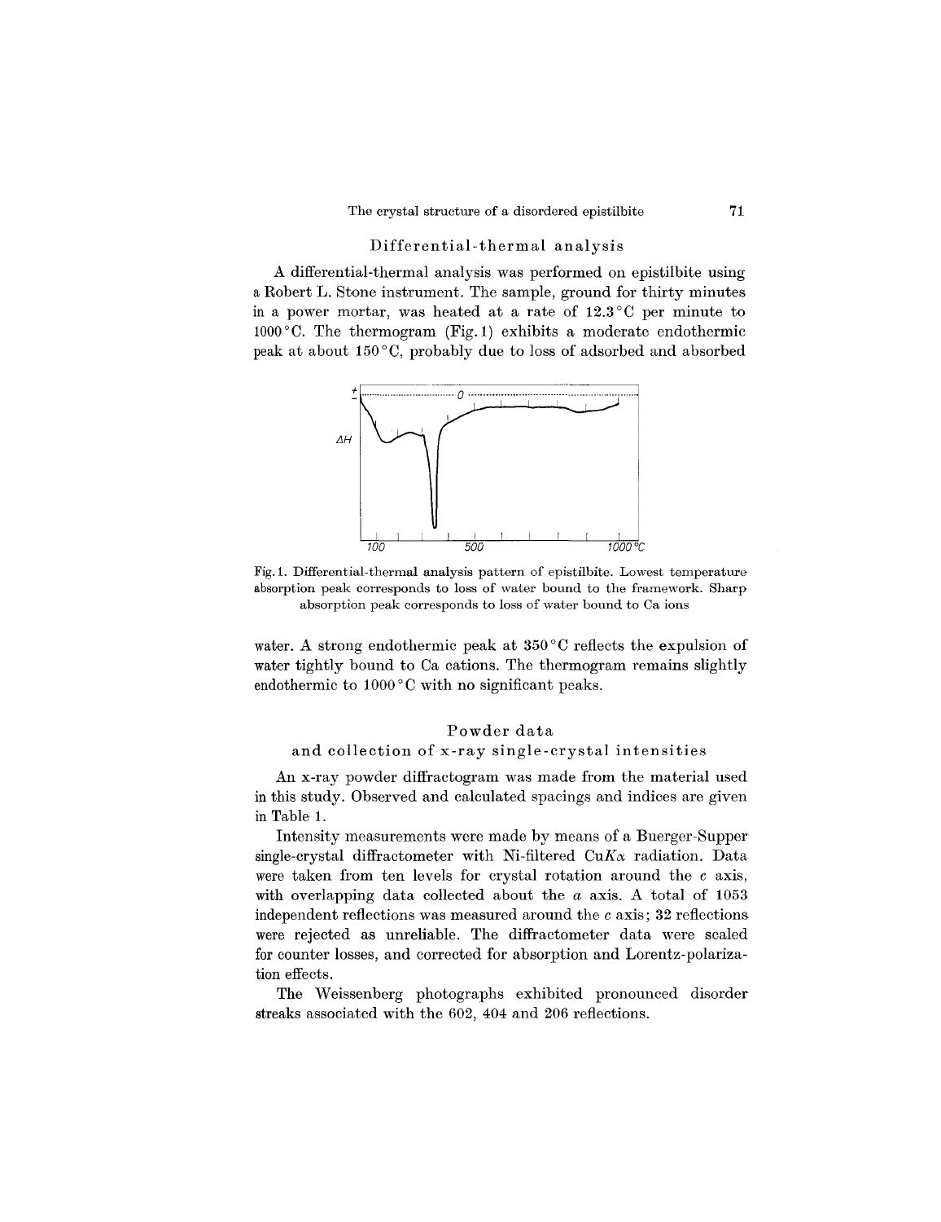### Differential-thermal analysis

A differential-thermal analysis was performed on epistilbite using a Robert L. Stone instrument. The sample, ground for thirty minutes in a power mortar, was heated at a rate of 12.3 °C per minute to 1000 °C. The thermogram (Fig. 1) exhibits a moderate endothermic peak at about 150 °C, probably due to loss of adsorbed and absorbed water. A strong endothermic peak at 350 °C reflects the expulsion of water tightly bound to Ca cations. The thermogram remains slightly endothermic to 1000 °C with no significant peaks.

Fig. 1. Differential-thermal analysis pattern of epistilbite. Lowest temperature absorption peak corresponds to loss of water bound to the framework. Sharp absorption peak corresponds to loss of water bound to Ca ions

### Powder data and collection of x-ray single-crystal intensities

An x-ray powder diffractogram was made from the material used in this study. Observed and calculated spacings and indices are given in Table 1.

Intensity measurements were made by means of a Buerger-Supper single-crystal diffractometer with Ni-filtered Cu$K\alpha$ radiation. Data were taken from ten levels for crystal rotation around the $c$ axis, with overlapping data collected about the $a$ axis. A total of 1053 independent reflections was measured around the $c$ axis; 32 reflections were rejected as unreliable. The diffractometer data were scaled for counter losses, and corrected for absorption and Lorentz-polarization effects.

The Weissenberg photographs exhibited pronounced disorder streaks associated with the 602, 404 and 206 reflections.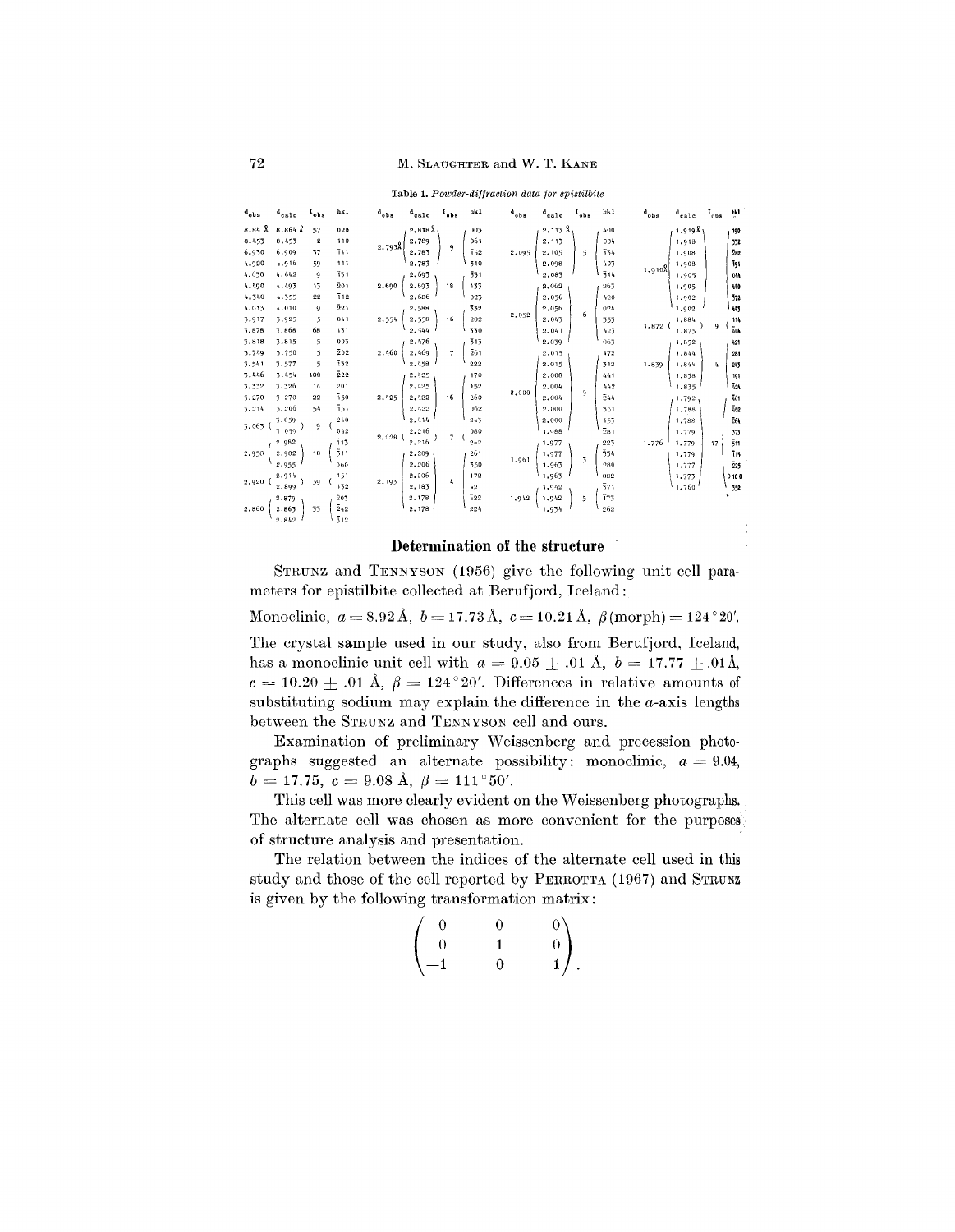Table 1. *Powder-diffraction data for epistilbite*

| $d_{obs}$ | $d_{calc}$ | $I_{obs}$ | hkl |
|---|---|---|---|
| 8.84 Å | 8.864 Å | 57 | 020 |
| 8.453 | 8.453 | 2 | 110 |
| 6.930 | 6.909 | 37 | $\bar{1}11$ |
| 4.920 | 4.916 | 59 | 111 |
| 4.630 | 4.642 | 9 | $\bar{1}31$ |
| 4.490 | 4.493 | 13 | $\bar{2}01$ |
| 4.340 | 4.355 | 22 | $\bar{1}12$ |
| 4.013 | 4.010 | 9 | $\bar{2}21$ |
| 3.917 | 3.925 | 5 | 041 |
| 3.878 | 3.868 | 68 | 131 |
| 3.818 | 3.815 | 5 | 003 |
| 3.749 | 3.750 | 5 | $\bar{2}02$ |
| 3.541 | 3.527 | 5 | $\bar{1}32$ |
| 3.446 | 3.454 | 100 | $\bar{2}22$ |
| 3.332 | 3.326 | 14 | 201 |
| 3.270 | 3.270 | 22 | $\bar{1}50$ |
| 3.214 | 3.206 | 54 | $\bar{1}51$ |
| 3.063 | 3.059 | 9 | 240 |
| | 3.059 | | 042 |
| 2.958 | 2.982 | 10 | $\bar{1}13$ |
| | 2.982 | | $\bar{3}11$ |
| | 2.955 | | 060 |
| 2.920 | 2.914 | 39 | 151 |
| | 2.899 | | 132 |
| 2.860 | 2.879 | 33 | $\bar{2}03$ |
| | 2.863 | | $\bar{2}42$ |
| | 2.842 | | $\bar{3}12$ |
| 2.793 Å | 2.818 Å | 9 | 003 |
| | 2.789 | | 061 |
| | 2.783 | | $\bar{1}52$ |
| | 2.783 | | 330 |
| 2.690 | 2.693 | 18 | $\bar{3}31$ |
| | 2.693 | | 133 |
| | 2.686 | | 023 |
| 2.554 | 2.588 | 16 | $\bar{3}32$ |
| | 2.558 | | 202 |
| | 2.544 | | 330 |
| 2.460 | 2.476 | 7 | $\bar{3}13$ |
| | 2.469 | | $\bar{2}61$ |
| | 2.458 | | 222 |
| 2.425 | 2.425 | 16 | 170 |
| | 2.425 | | 152 |
| | 2.422 | | 260 |
| | 2.422 | | 062 |
| | 2.414 | | 243 |
| 2.220 | 2.216 | 7 | 080 |
| | 2.216 | | 242 |
| 2.193 | 2.209 | 4 | 261 |
| | 2.206 | | 350 |
| | 2.206 | | 172 |
| | 2.183 | | 421 |
| | 2.178 | | $\bar{4}22$ |
| | 2.178 | | 224 |
| 2.095 | 2.113 Å | 5 | 400 |
| | 2.113 | | 004 |
| | 2.105 | | $\bar{1}34$ |
| | 2.098 | | $\bar{4}03$ |
| | 2.083 | | $\bar{3}14$ |
| 2.052 | 2.062 | 6 | $\bar{2}63$ |
| | 2.056 | | 420 |
| | 2.056 | | 024 |
| | 2.043 | | 353 |
| | 2.041 | | 423 |
| | 2.039 | | 063 |
| 2.000 | 2.015 | 9 | 172 |
| | 2.015 | | 312 |
| | 2.008 | | 441 |
| | 2.004 | | 442 |
| | 2.004 | | $\bar{3}44$ |
| | 2.000 | | 351 |
| | 2.000 | | 153 |
| | 1.988 | | $\bar{2}81$ |
| 1.961 | 1.977 | 3 | 223 |
| | 1.977 | | $\bar{3}34$ |
| | 1.963 | | 280 |
| | 1.963 | | 082 |
| 1.942 | 1.942 | 5 | 371 |
| | 1.942 | | $\bar{1}73$ |
| | 1.934 | | 262 |
| 1.910 Å | 1.919 Å | | 190 |
| | 1.918 | | $\bar{3}52$ |
| | 1.908 | | $\bar{2}82$ |
| | 1.908 | | $\bar{1}91$ |
| | 1.905 | | 044 |
| | 1.905 | | 440 |
| | 1.902 | | $\bar{3}72$ |
| | 1.902 | | $\bar{4}43$ |
| 1.872 | 1.884 | 9 | 114 |
| | 1.875 | | $\bar{4}04$ |
| 1.839 | 1.852 | 4 | 421 |
| | 1.844 | | 281 |
| | 1.844 | | 243 |
| | 1.838 | | 191 |
| | 1.835 | | $\bar{2}24$ |
| 1.776 | 1.792 | 17 | $\bar{4}61$ |
| | 1.788 | | $\bar{4}62$ |
| | 1.788 | | $\bar{2}64$ |
| | 1.779 | | 373 |
| | 1.779 | | $\bar{5}11$ |
| | 1.779 | | $\bar{1}15$ |
| | 1.777 | | $\bar{2}25$ |
| | 1.773 | | 0 10 0 |
| | 1.760 | | $\bar{3}52$ |

## Determination of the structure

STRUNZ and TENNYSON (1956) give the following unit-cell parameters for epistilbite collected at Berufjord, Iceland:

Monoclinic, $a = 8.92$ Å, $b = 17.73$ Å, $c = 10.21$ Å, $\beta$(morph) $= 124°20'$.

The crystal sample used in our study, also from Berufjord, Iceland, has a monoclinic unit cell with $a = 9.05 \pm .01$ Å, $b = 17.77 \pm .01$ Å, $c = 10.20 \pm .01$ Å, $\beta = 124°20'$. Differences in relative amounts of substituting sodium may explain the difference in the $a$-axis lengths between the STRUNZ and TENNYSON cell and ours.

Examination of preliminary Weissenberg and precession photographs suggested an alternate possibility: monoclinic, $a = 9.04$, $b = 17.75$, $c = 9.08$ Å, $\beta = 111°50'$.

This cell was more clearly evident on the Weissenberg photographs. The alternate cell was chosen as more convenient for the purposes of structure analysis and presentation.

The relation between the indices of the alternate cell used in this study and those of the cell reported by PERROTTA (1967) and STRUNZ is given by the following transformation matrix:

$$\begin{pmatrix} 0 & 0 & 0 \\ 0 & 1 & 0 \\ -1 & 0 & 1 \end{pmatrix}.$$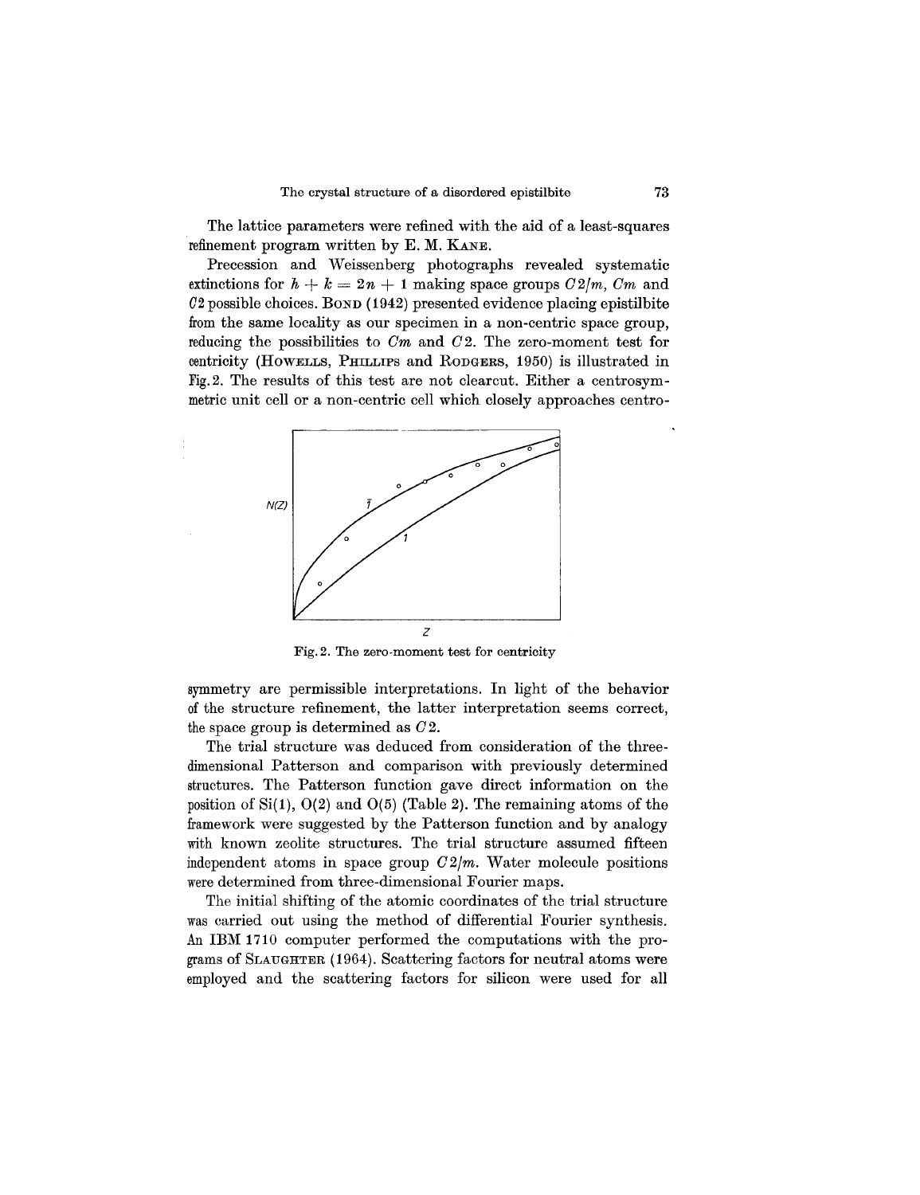The lattice parameters were refined with the aid of a least-squares refinement program written by E. M. KANE.

Precession and Weissenberg photographs revealed systematic extinctions for $h + k = 2n + 1$ making space groups $C2/m$, $Cm$ and $C2$ possible choices. BOND (1942) presented evidence placing epistilbite from the same locality as our specimen in a non-centric space group, reducing the possibilities to $Cm$ and $C2$. The zero-moment test for centricity (HOWELLS, PHILLIPS and RODGERS, 1950) is illustrated in Fig. 2. The results of this test are not clearcut. Either a centrosymmetric unit cell or a non-centric cell which closely approaches centro-

Fig. 2. The zero-moment test for centricity

symmetry are permissible interpretations. In light of the behavior of the structure refinement, the latter interpretation seems correct, the space group is determined as $C2$.

The trial structure was deduced from consideration of the three-dimensional Patterson and comparison with previously determined structures. The Patterson function gave direct information on the position of Si(1), O(2) and O(5) (Table 2). The remaining atoms of the framework were suggested by the Patterson function and by analogy with known zeolite structures. The trial structure assumed fifteen independent atoms in space group $C2/m$. Water molecule positions were determined from three-dimensional Fourier maps.

The initial shifting of the atomic coordinates of the trial structure was carried out using the method of differential Fourier synthesis. An IBM 1710 computer performed the computations with the programs of SLAUGHTER (1964). Scattering factors for neutral atoms were employed and the scattering factors for silicon were used for all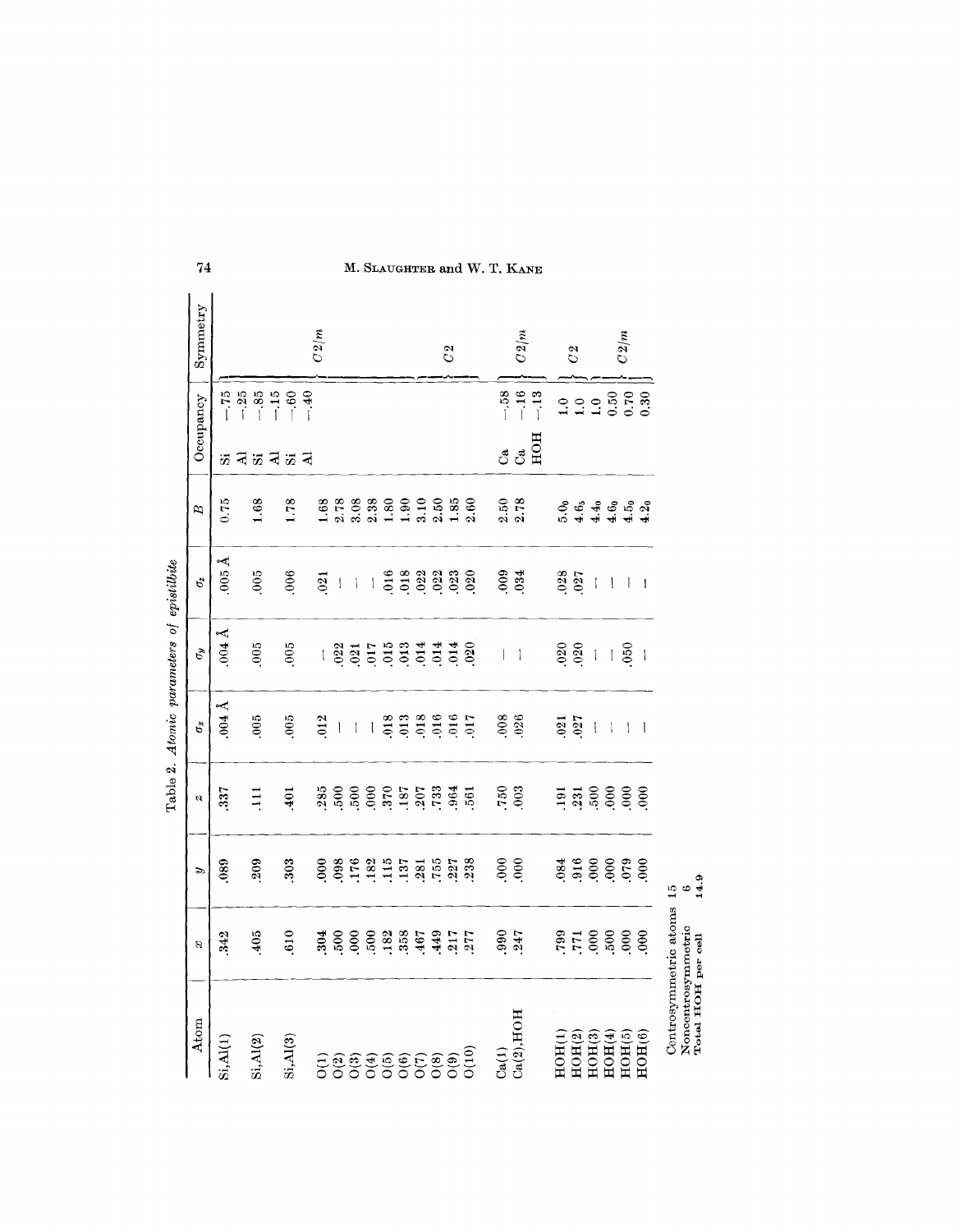Table 2. *Atomic parameters of epistilbite*

| Atom | x | y | z | $\sigma_x$ | $\sigma_y$ | $\sigma_z$ | B | Occupancy | | Symmetry |
|---|---|---|---|---|---|---|---|---|---|---|
| Si,Al(1) | .342 | .089 | .337 | .004 Å | .004 Å | .005 Å | 0.75 | Si | ~.75 | |
| | | | | | | | | Al | ~.25 | |
| Si,Al(2) | .405 | .209 | .111 | .005 | .005 | .005 | 1.68 | Si | ~.85 | |
| | | | | | | | | Al | ~.15 | |
| Si,Al(3) | .610 | .303 | .401 | .005 | .005 | .006 | 1.78 | Si | ~.60 | |
| | | | | | | | | Al | ~.40 | |
| O(1) | .304 | .000 | .285 | .012 | — | .021 | 1.68 | | | $C2/m$ |
| O(2) | .500 | .098 | .500 | — | .022 | — | 2.78 | | | $C2/m$ |
| O(3) | .000 | .176 | .500 | — | .021 | — | 3.08 | | | $C2/m$ |
| O(4) | .500 | .182 | .000 | — | .017 | — | 2.38 | | | $C2/m$ |
| O(5) | .182 | .115 | .370 | .018 | .015 | .016 | 1.80 | | | |
| O(6) | .358 | .137 | .187 | .013 | .013 | .018 | 1.90 | | | |
| O(7) | .467 | .281 | .207 | .018 | .014 | .022 | 3.10 | | | |
| O(8) | .449 | .755 | .733 | .016 | .014 | .022 | 2.50 | | | $C2$ |
| O(9) | .217 | .227 | .964 | .016 | .014 | .023 | 1.85 | | | $C2$ |
| O(10) | .277 | .238 | .561 | .017 | .020 | .020 | 2.60 | | | $C2$ |
| Ca(1) | .990 | .000 | .750 | .008 | — | .009 | 2.50 | Ca | ~.58 | $C2/m$ |
| Ca(2),HOH | .247 | .000 | .003 | .026 | — | .034 | 2.78 | Ca | ~.16 | $C2/m$ |
| | | | | | | | | HOH | ~.13 | $C2/m$ |
| HOH(1) | .799 | .084 | .191 | .021 | .020 | .028 | $5.0_0$ | | 1.0 | $C2$ |
| HOH(2) | .771 | .916 | .231 | .027 | .020 | .027 | $4.6_5$ | | 1.0 | $C2$ |
| HOH(3) | .000 | .000 | .500 | — | — | — | $4.4_0$ | | 1.0 | $C2/m$ |
| HOH(4) | .500 | .000 | .000 | — | — | — | $4.6_0$ | | 0.50 | $C2/m$ |
| HOH(5) | .000 | .079 | .000 | — | .050 | — | $4.5_0$ | | 0.70 | $C2/m$ |
| HOH(6) | .000 | .000 | .000 | — | — | — | $4.2_0$ | | 0.30 | $C2/m$ |

Centrosymmetric atoms 15
Noncentrosymmetric 6
Total HOH per cell 14.9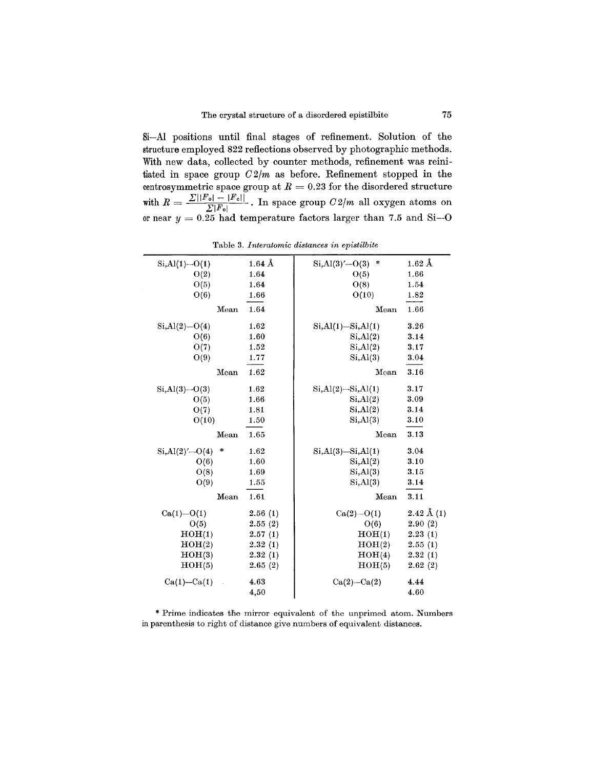Si–Al positions until final stages of refinement. Solution of the structure employed 822 reflections observed by photographic methods. With new data, collected by counter methods, refinement was reinitiated in space group $C2/m$ as before. Refinement stopped in the centrosymmetric space group at $R = 0.23$ for the disordered structure with $R = \frac{\Sigma||F_o| - |F_c||}{\Sigma|F_o|}$. In space group $C2/m$ all oxygen atoms on or near $y = 0.25$ had temperature factors larger than 7.5 and Si–O

Table 3. *Interatomic distances in epistilbite*

| | | | |
|---|---|---|---|
| Si,Al(1)–O(1) | 1.64 Å | Si,Al(3)′–O(3) * | 1.62 Å |
| O(2) | 1.64 | O(5) | 1.66 |
| O(5) | 1.64 | O(8) | 1.54 |
| O(6) | 1.66 | O(10) | 1.82 |
| Mean | 1.64 | Mean | 1.66 |
| Si,Al(2)–O(4) | 1.62 | Si,Al(1)–Si,Al(1) | 3.26 |
| O(6) | 1.60 | Si,Al(2) | 3.14 |
| O(7) | 1.52 | Si,Al(2) | 3.17 |
| O(9) | 1.77 | Si,Al(3) | 3.04 |
| Mean | 1.62 | Mean | 3.16 |
| Si,Al(3)–O(3) | 1.62 | Si,Al(2)–Si,Al(1) | 3.17 |
| O(5) | 1.66 | Si,Al(2) | 3.09 |
| O(7) | 1.81 | Si,Al(2) | 3.14 |
| O(10) | 1.50 | Si,Al(3) | 3.10 |
| Mean | 1.65 | Mean | 3.13 |
| Si,Al(2)′–O(4) * | 1.62 | Si,Al(3)–Si,Al(1) | 3.04 |
| O(6) | 1.60 | Si,Al(2) | 3.10 |
| O(8) | 1.69 | Si,Al(3) | 3.15 |
| O(9) | 1.55 | Si,Al(3) | 3.14 |
| Mean | 1.61 | Mean | 3.11 |
| Ca(1)–O(1) | 2.56 (1) | Ca(2)–O(1) | 2.42 Å (1) |
| O(5) | 2.55 (2) | O(6) | 2.90 (2) |
| HOH(1) | 2.57 (1) | HOH(1) | 2.23 (1) |
| HOH(2) | 2.32 (1) | HOH(2) | 2.55 (1) |
| HOH(3) | 2.32 (1) | HOH(4) | 2.32 (1) |
| HOH(5) | 2.65 (2) | HOH(5) | 2.62 (2) |
| Ca(1)–Ca(1) | 4.63 | Ca(2)–Ca(2) | 4.44 |
| | 4,50 | | 4.60 |

\* Prime indicates the mirror equivalent of the unprimed atom. Numbers in parenthesis to right of distance give numbers of equivalent distances.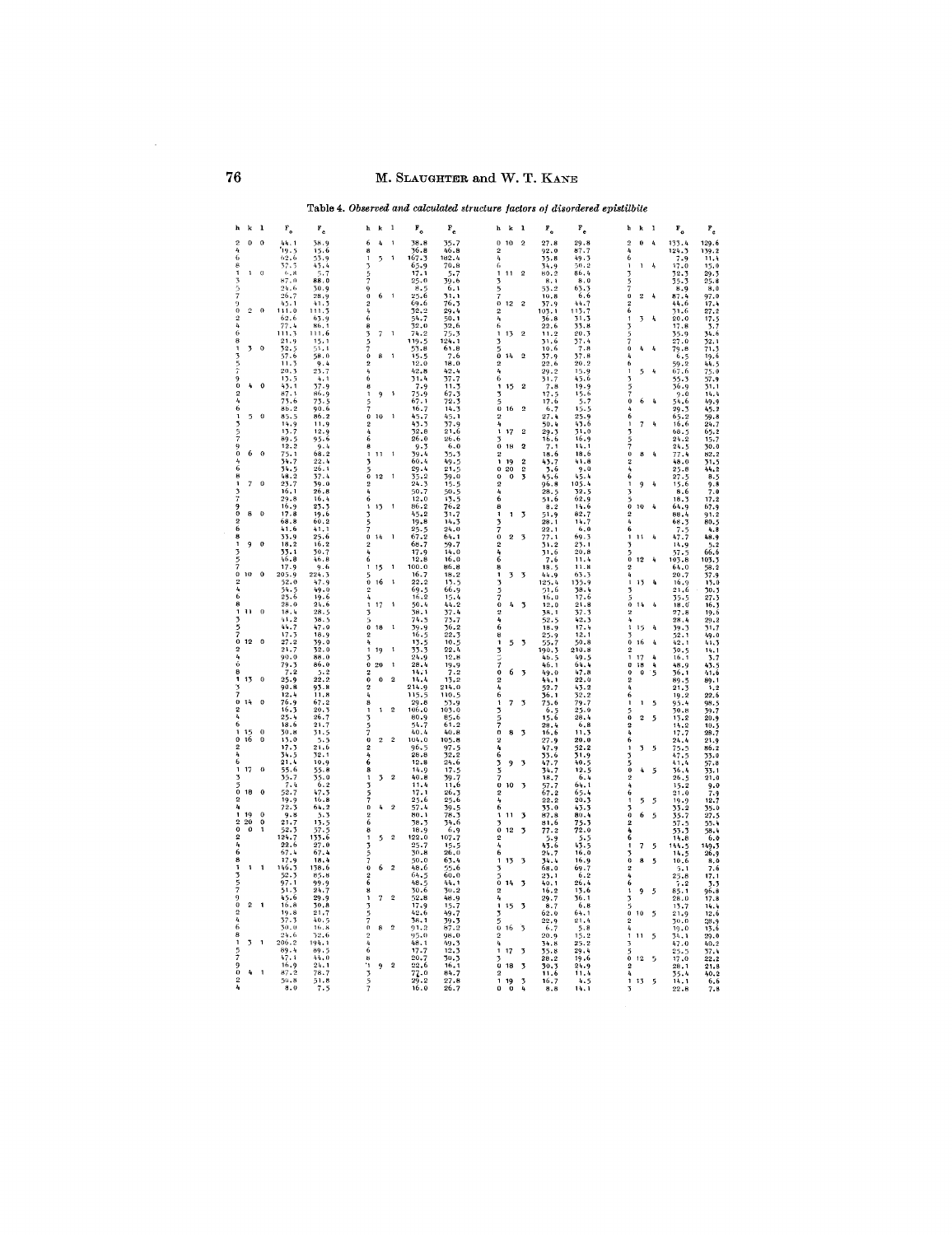Table 4. *Observed and calculated structure factors of disordered epistilbite*

| h | k | l | $F_o$ | $F_c$ |
|---|---|---|---|---|
| 2 | 0 | 0 | 44.1 | 38.9 |
| 4 | | | 19.5 | 15.6 |
| 6 | | | 62.6 | 53.9 |
| 8 | | | 37.5 | 43.4 |
| 1 | 1 | 0 | 6.8 | 5.7 |
| 3 | | | 87.0 | 88.0 |
| 5 | | | 24.6 | 30.9 |
| 7 | | | 26.7 | 28.9 |
| 9 | | | 45.1 | 41.3 |
| 0 | 2 | 0 | 111.0 | 111.3 |
| 2 | | | 62.6 | 63.9 |
| 4 | | | 77.4 | 86.1 |
| 6 | | | 111.3 | 111.6 |
| 8 | | | 21.9 | 15.1 |
| 1 | 3 | 0 | 52.5 | 51.1 |
| 3 | | | 57.6 | 58.0 |
| 5 | | | 11.3 | 9.4 |
| 7 | | | 20.3 | 23.7 |
| 9 | | | 13.5 | 4.1 |
| 0 | 4 | 0 | 43.1 | 37.9 |
| 2 | | | 87.1 | 86.9 |
| 4 | | | 73.6 | 73.5 |
| 6 | | | 86.2 | 90.6 |
| 1 | 5 | 0 | 85.5 | 86.2 |
| 3 | | | 14.9 | 11.9 |
| 5 | | | 13.7 | 12.9 |
| 7 | | | 89.5 | 95.6 |
| 9 | | | 12.2 | 9.4 |
| 0 | 6 | 0 | 75.1 | 68.2 |
| 4 | | | 34.7 | 22.4 |
| 6 | | | 34.5 | 26.1 |
| 8 | | | 48.2 | 37.4 |
| 1 | 7 | 0 | 23.7 | 39.0 |
| 3 | | | 16.1 | 26.8 |
| 5 | | | 29.8 | 16.4 |
| 7 | | | 16.9 | 23.3 |
| 9 | | | 17.8 | 19.6 |
| 0 | 8 | 0 | 68.8 | 60.2 |
| 2 | | | 41.6 | 41.1 |
| 6 | | | 33.9 | 25.6 |
| 1 | 9 | 0 | 18.2 | 16.2 |
| 3 | | | 33.1 | 30.7 |
| 5 | | | 46.8 | 46.8 |
| 7 | | | 17.9 | 9.6 |
| 0 | 10 | 0 | 205.9 | 224.3 |
| 2 | | | 52.0 | 47.9 |
| 4 | | | 34.5 | 49.0 |
| 6 | | | 25.6 | 19.6 |
| 8 | | | 28.0 | 24.6 |
| 1 | 11 | 0 | 18.4 | 28.5 |
| 3 | | | 41.2 | 38.5 |
| 5 | | | 44.7 | 47.0 |
| 7 | | | 17.3 | 18.9 |
| 0 | 12 | 0 | 27.2 | 29.2 |
| 2 | | | 21.7 | 32.0 |
| 4 | | | 90.0 | 88.0 |
| 6 | | | 79.3 | 86.0 |
| 8 | | | 7.2 | 5.2 |
| 1 | 13 | 0 | 25.9 | 22.2 |
| 3 | | | 90.8 | 93.8 |
| 7 | | | 12.4 | 11.8 |
| 0 | 14 | 0 | 76.9 | 67.2 |
| 2 | | | 16.3 | 20.3 |
| 4 | | | 25.4 | 26.7 |
| 6 | | | 18.6 | 21.7 |
| 1 | 15 | 0 | 30.8 | 31.5 |
| 0 | 16 | 0 | 13.0 | 5.5 |
| 2 | | | 17.3 | 21.6 |
| 4 | | | 34.5 | 32.1 |
| 6 | | | 21.4 | 19.9 |
| 1 | 17 | 0 | 55.6 | 55.8 |
| 3 | | | 35.7 | 35.0 |
| 5 | | | 7.4 | 6.2 |
| 0 | 18 | 0 | 52.7 | 47.3 |
| 2 | | | 19.9 | 16.8 |
| 4 | | | 72.3 | 64.2 |
| 1 | 19 | 0 | 9.8 | 3.3 |
| 2 | 20 | 0 | 21.7 | 13.5 |
| 0 | 0 | 1 | 52.3 | 37.5 |
| 2 | | | 124.7 | 133.6 |
| 4 | | | 22.6 | 27.0 |
| 6 | | | 67.4 | 67.4 |
| 8 | | | 17.9 | 18.4 |
| 1 | 1 | 1 | 146.3 | 138.6 |
| 3 | | | 52.3 | 85.8 |
| 5 | | | 97.1 | 99.9 |
| 7 | | | 51.3 | 24.7 |
| 9 | | | 45.6 | 29.9 |
| 0 | 2 | 1 | 16.8 | 30.8 |
| 2 | | | 19.8 | 21.7 |
| 4 | | | 37.3 | 40.5 |
| 6 | | | 30.0 | 16.8 |
| 8 | | | 24.6 | 32.6 |
| 1 | 3 | 1 | 206.2 | 194.1 |
| 5 | | | 89.4 | 89.5 |
| 7 | | | 47.1 | 44.0 |
| 9 | | | 16.9 | 24.1 |
| 0 | 4 | 1 | 87.2 | 78.7 |
| 2 | | | 34.8 | 31.8 |
| 4 | | | 8.0 | 7.5 |
| 6 | 4 | 1 | 38.8 | 35.7 |
| 8 | | | 36.8 | 46.8 |
| 1 | 5 | 1 | 167.3 | 182.4 |
| 3 | | | 65.9 | 70.8 |
| 5 | | | 17.1 | 5.7 |
| 7 | | | 25.0 | 39.6 |
| 9 | | | 8.5 | 6.1 |
| 0 | 6 | 1 | 25.6 | 31.1 |
| 2 | | | 69.6 | 76.3 |
| 4 | | | 32.2 | 29.4 |
| 6 | | | 54.7 | 50.1 |
| 8 | | | 32.0 | 32.6 |
| 3 | 7 | 1 | 74.2 | 75.3 |
| 5 | | | 119.5 | 124.1 |
| 7 | | | 53.8 | 61.8 |
| 0 | 8 | 1 | 15.5 | 7.6 |
| 2 | | | 12.0 | 18.0 |
| 4 | | | 42.8 | 42.4 |
| 6 | | | 31.4 | 37.7 |
| 8 | | | 7.9 | 11.3 |
| 1 | 9 | 1 | 75.9 | 67.3 |
| 5 | | | 67.1 | 72.3 |
| 7 | | | 16.7 | 14.3 |
| 0 | 10 | 1 | 45.7 | 45.1 |
| 2 | | | 43.3 | 37.9 |
| 4 | | | 32.8 | 21.6 |
| 6 | | | 26.0 | 26.6 |
| 8 | | | 9.3 | 6.0 |
| 1 | 11 | 1 | 39.4 | 35.3 |
| 3 | | | 60.4 | 49.5 |
| 5 | | | 29.4 | 21.5 |
| 0 | 12 | 1 | 35.2 | 39.0 |
| 2 | | | 24.3 | 15.5 |
| 4 | | | 50.7 | 50.5 |
| 6 | | | 12.0 | 13.5 |
| 1 | 13 | 1 | 86.2 | 76.2 |
| 3 | | | 45.2 | 31.7 |
| 5 | | | 19.8 | 14.3 |
| 7 | | | 25.5 | 24.0 |
| 0 | 14 | 1 | 67.2 | 64.1 |
| 2 | | | 68.7 | 59.7 |
| 4 | | | 17.9 | 14.0 |
| 6 | | | 12.8 | 16.0 |
| 1 | 15 | 1 | 100.0 | 86.8 |
| 5 | | | 16.7 | 18.2 |
| 0 | 16 | 1 | 22.2 | 13.5 |
| 2 | | | 69.5 | 66.9 |
| 4 | | | 16.2 | 15.4 |
| 1 | 17 | 1 | 50.4 | 44.2 |
| 3 | | | 38.1 | 37.4 |
| 5 | | | 74.5 | 73.7 |
| 0 | 18 | 1 | 39.9 | 36.2 |
| 2 | | | 16.5 | 22.3 |
| 4 | | | 13.5 | 10.5 |
| 1 | 19 | 1 | 33.3 | 22.4 |
| 3 | | | 24.9 | 12.8 |
| 0 | 20 | 1 | 28.4 | 19.9 |
| 2 | | | 14.1 | 7.2 |
| 0 | 0 | 2 | 14.4 | 13.2 |
| 2 | | | 214.9 | 214.0 |
| 4 | | | 115.5 | 110.5 |
| 8 | | | 29.8 | 33.9 |
| 1 | 1 | 2 | 106.0 | 103.0 |
| 3 | | | 80.9 | 85.6 |
| 5 | | | 54.7 | 61.2 |
| 7 | | | 40.4 | 40.8 |
| 0 | 2 | 2 | 104.0 | 105.8 |
| 2 | | | 96.5 | 97.5 |
| 4 | | | 28.8 | 32.2 |
| 6 | | | 12.8 | 24.6 |
| 8 | | | 14.0 | 17.5 |
| 1 | 3 | 2 | 40.8 | 39.7 |
| 3 | | | 11.4 | 11.6 |
| 5 | | | 17.1 | 26.3 |
| 7 | | | 25.6 | 25.6 |
| 0 | 4 | 2 | 57.4 | 39.5 |
| 2 | | | 80.1 | 78.3 |
| 6 | | | 38.3 | 34.6 |
| 8 | | | 18.9 | 6.9 |
| 1 | 5 | 2 | 122.0 | 107.7 |
| 3 | | | 25.7 | 15.5 |
| 5 | | | 30.8 | 26.0 |
| 7 | | | 50.0 | 63.4 |
| 0 | 6 | 2 | 48.6 | 55.6 |
| 2 | | | 64.5 | 60.0 |
| 6 | | | 48.5 | 44.1 |
| 8 | | | 30.6 | 30.2 |
| 1 | 7 | 2 | 52.8 | 48.9 |
| 3 | | | 17.9 | 15.7 |
| 5 | | | 42.6 | 49.7 |
| 7 | | | 36.1 | 39.3 |
| 0 | 8 | 2 | 91.2 | 87.2 |
| 2 | | | 95.0 | 98.0 |
| 4 | | | 48.1 | 49.3 |
| 6 | | | 17.7 | 12.3 |
| 8 | | | 20.7 | 30.3 |
| 1 | 9 | 2 | 22.6 | 16.1 |
| 3 | | | 77.0 | 84.7 |
| 5 | | | 29.2 | 27.8 |
| 7 | | | 16.0 | 26.7 |
| 0 | 10 | 2 | 27.8 | 29.8 |
| 2 | | | 92.0 | 87.7 |
| 4 | | | 35.8 | 49.3 |
| 6 | | | 34.9 | 30.2 |
| 1 | 11 | 2 | 80.2 | 86.4 |
| 3 | | | 8.1 | 8.0 |
| 5 | | | 53.2 | 63.3 |
| 7 | | | 10.8 | 6.6 |
| 0 | 12 | 2 | 37.9 | 44.7 |
| 2 | | | 103.1 | 113.7 |
| 4 | | | 36.8 | 31.3 |
| 6 | | | 22.6 | 33.8 |
| 1 | 13 | 2 | 11.2 | 20.3 |
| 3 | | | 31.6 | 37.4 |
| 5 | | | 10.6 | 7.8 |
| 0 | 14 | 2 | 37.9 | 37.8 |
| 2 | | | 22.6 | 20.2 |
| 4 | | | 29.2 | 15.9 |
| 6 | | | 31.7 | 45.6 |
| 1 | 15 | 2 | 7.8 | 19.9 |
| 3 | | | 17.5 | 15.6 |
| 5 | | | 17.6 | 5.7 |
| 0 | 16 | 2 | 6.7 | 15.5 |
| 2 | | | 27.4 | 25.9 |
| 4 | | | 50.4 | 43.6 |
| 1 | 17 | 2 | 29.3 | 31.0 |
| 3 | | | 16.6 | 16.9 |
| 0 | 18 | 2 | 7.1 | 14.1 |
| 2 | | | 18.6 | 18.6 |
| 1 | 19 | 2 | 43.7 | 41.8 |
| 0 | 20 | 2 | 3.6 | 9.0 |
| 0 | 0 | 3 | 45.6 | 45.4 |
| 2 | | | 96.8 | 105.4 |
| 4 | | | 28.5 | 32.5 |
| 6 | | | 51.6 | 62.9 |
| 8 | | | 8.2 | 14.6 |
| 1 | 1 | 3 | 51.9 | 82.7 |
| 3 | | | 28.1 | 14.7 |
| 7 | | | 22.1 | 6.0 |
| 0 | 2 | 3 | 77.1 | 69.3 |
| 2 | | | 31.2 | 23.1 |
| 4 | | | 31.6 | 20.8 |
| 6 | | | 7.6 | 11.4 |
| 8 | | | 18.5 | 11.8 |
| 1 | 3 | 3 | 44.9 | 63.3 |
| 3 | | | 125.4 | 135.9 |
| 5 | | | 51.6 | 38.4 |
| 7 | | | 16.0 | 17.6 |
| 0 | 4 | 3 | 12.0 | 21.8 |
| 2 | | | 38.1 | 37.3 |
| 4 | | | 52.5 | 42.3 |
| 6 | | | 18.9 | 17.4 |
| 8 | | | 25.9 | 12.1 |
| 1 | 5 | 3 | 55.7 | 50.8 |
| 3 | | | 190.3 | 210.8 |
| 5 | | | 46.5 | 49.5 |
| 7 | | | 46.1 | 64.4 |
| 0 | 6 | 3 | 49.0 | 47.8 |
| 2 | | | 44.1 | 22.0 |
| 4 | | | 52.7 | 43.2 |
| 6 | | | 36.1 | 32.2 |
| 1 | 7 | 3 | 73.6 | 79.7 |
| 3 | | | 6.5 | 25.0 |
| 5 | | | 15.6 | 28.4 |
| 7 | | | 28.4 | 6.8 |
| 0 | 8 | 3 | 16.6 | 11.3 |
| 2 | | | 27.9 | 20.0 |
| 4 | | | 47.9 | 52.2 |
| 6 | | | 33.6 | 31.9 |
| 3 | 9 | 3 | 47.7 | 40.5 |
| 5 | | | 34.7 | 12.5 |
| 7 | | | 18.7 | 6.4 |
| 0 | 10 | 3 | 57.7 | 64.1 |
| 2 | | | 67.2 | 65.4 |
| 4 | | | 22.2 | 20.3 |
| 6 | | | 33.0 | 43.3 |
| 1 | 11 | 3 | 87.8 | 80.4 |
| 3 | | | 81.6 | 75.3 |
| 0 | 12 | 3 | 77.2 | 72.0 |
| 2 | | | 5.9 | 5.5 |
| 4 | | | 43.6 | 43.5 |
| 6 | | | 24.7 | 16.0 |
| 1 | 13 | 3 | 34.4 | 16.9 |
| 3 | | | 68.0 | 69.7 |
| 5 | | | 23.1 | 6.2 |
| 0 | 14 | 3 | 40.1 | 26.4 |
| 2 | | | 16.2 | 13.6 |
| 4 | | | 29.7 | 36.1 |
| 1 | 15 | 3 | 8.7 | 6.8 |
| 3 | | | 62.0 | 64.1 |
| 5 | | | 33.6 | 21.4 |
| 0 | 16 | 3 | 6.7 | 5.8 |
| 2 | | | 20.9 | 15.2 |
| 4 | | | 34.8 | 25.2 |
| 1 | 17 | 3 | 35.8 | 29.4 |
| 3 | | | 28.2 | 19.6 |
| 0 | 18 | 3 | 30.3 | 24.9 |
| 2 | | | 11.6 | 11.4 |
| 1 | 19 | 3 | 16.7 | 4.5 |
| 0 | 0 | 4 | 8.8 | 14.1 |
| 2 | 0 | 4 | 133.4 | 129.6 |
| 4 | | | 124.3 | 139.2 |
| 6 | | | 7.9 | 11.4 |
| 1 | 1 | 4 | 17.0 | 15.0 |
| 3 | | | 32.3 | 29.3 |
| 5 | | | 35.3 | 25.8 |
| 7 | | | 8.9 | 8.0 |
| 0 | 2 | 4 | 87.4 | 97.0 |
| 2 | | | 44.6 | 17.4 |
| 6 | | | 31.6 | 27.2 |
| 1 | 3 | 4 | 20.0 | 17.5 |
| 3 | | | 17.8 | 3.7 |
| 5 | | | 35.9 | 34.6 |
| 7 | | | 27.0 | 32.1 |
| 0 | 4 | 4 | 79.8 | 71.3 |
| 4 | | | 6.5 | 19.6 |
| 6 | | | 59.2 | 44.5 |
| 1 | 5 | 4 | 67.6 | 75.0 |
| 3 | | | 55.3 | 57.9 |
| 5 | | | 36.9 | 31.1 |
| 7 | | | 9.0 | 14.4 |
| 0 | 6 | 4 | 54.6 | 49.9 |
| 4 | | | 29.3 | 45.2 |
| 6 | | | 65.2 | 59.8 |
| 1 | 7 | 4 | 16.6 | 24.7 |
| 3 | | | 68.5 | 65.2 |
| 5 | | | 24.2 | 15.7 |
| 7 | | | 24.5 | 30.0 |
| 0 | 8 | 4 | 77.4 | 82.2 |
| 2 | | | 48.0 | 31.5 |
| 4 | | | 25.8 | 44.2 |
| 6 | | | 27.5 | 8.5 |
| 1 | 9 | 4 | 15.6 | 9.8 |
| 3 | | | 8.6 | 7.0 |
| 5 | | | 18.3 | 17.2 |
| 0 | 10 | 4 | 64.9 | 67.9 |
| 2 | | | 88.4 | 91.2 |
| 4 | | | 68.3 | 80.5 |
| 6 | | | 7.5 | 4.8 |
| 1 | 11 | 4 | 47.7 | 48.9 |
| 3 | | | 14.9 | 5.2 |
| 5 | | | 37.5 | 66.6 |
| 0 | 12 | 4 | 103.8 | 103.3 |
| 2 | | | 64.0 | 58.2 |
| 4 | | | 20.7 | 37.9 |
| 1 | 13 | 4 | 16.9 | 13.0 |
| 3 | | | 21.6 | 30.3 |
| 5 | | | 35.5 | 27.3 |
| 0 | 14 | 4 | 18.0 | 16.3 |
| 2 | | | 27.8 | 19.6 |
| 4 | | | 28.4 | 29.2 |
| 1 | 15 | 4 | 39.3 | 31.7 |
| 3 | | | 32.1 | 49.0 |
| 0 | 16 | 4 | 42.1 | 41.3 |
| 2 | | | 30.5 | 14.1 |
| 1 | 17 | 4 | 16.1 | 3.7 |
| 0 | 18 | 4 | 48.9 | 43.5 |
| 0 | 0 | 5 | 36.1 | 41.6 |
| 2 | | | 89.5 | 89.1 |
| 4 | | | 21.3 | 1.2 |
| 6 | | | 19.2 | 22.6 |
| 1 | 1 | 5 | 93.4 | 98.5 |
| 3 | | | 30.8 | 39.7 |
| 0 | 2 | 5 | 13.2 | 20.9 |
| 2 | | | 14.2 | 10.5 |
| 4 | | | 17.7 | 28.7 |
| 6 | | | 24.4 | 21.9 |
| 1 | 3 | 5 | 75.5 | 86.2 |
| 3 | | | 47.5 | 33.0 |
| 5 | | | 41.4 | 57.8 |
| 0 | 4 | 5 | 36.4 | 33.1 |
| 2 | | | 26.5 | 21.0 |
| 4 | | | 15.2 | 9.0 |
| 6 | | | 21.0 | 7.9 |
| 1 | 5 | 5 | 19.9 | 12.7 |
| 3 | | | 33.2 | 35.0 |
| 0 | 6 | 5 | 35.7 | 27.5 |
| 2 | | | 37.5 | 55.4 |
| 4 | | | 53.3 | 58.4 |
| 6 | | | 14.8 | 6.0 |
| 1 | 7 | 5 | 144.5 | 149.3 |
| 3 | | | 14.5 | 26.9 |
| 0 | 8 | 5 | 10.6 | 8.0 |
| 2 | | | 5.1 | 7.6 |
| 4 | | | 25.8 | 17.1 |
| 6 | | | 7.2 | 3.3 |
| 1 | 9 | 5 | 85.1 | 96.8 |
| 3 | | | 28.0 | 17.8 |
| 5 | | | 13.7 | 14.4 |
| 0 | 10 | 5 | 21.9 | 12.6 |
| 2 | | | 30.0 | 28.9 |
| 4 | | | 19.0 | 13.6 |
| 1 | 11 | 5 | 34.1 | 29.0 |
| 3 | | | 47.0 | 40.2 |
| 5 | | | 25.5 | 37.4 |
| 0 | 12 | 5 | 17.0 | 22.2 |
| 2 | | | 28.1 | 21.8 |
| 4 | | | 35.4 | 40.2 |
| 1 | 13 | 5 | 14.1 | 6.6 |
| 3 | | | 22.8 | 7.8 |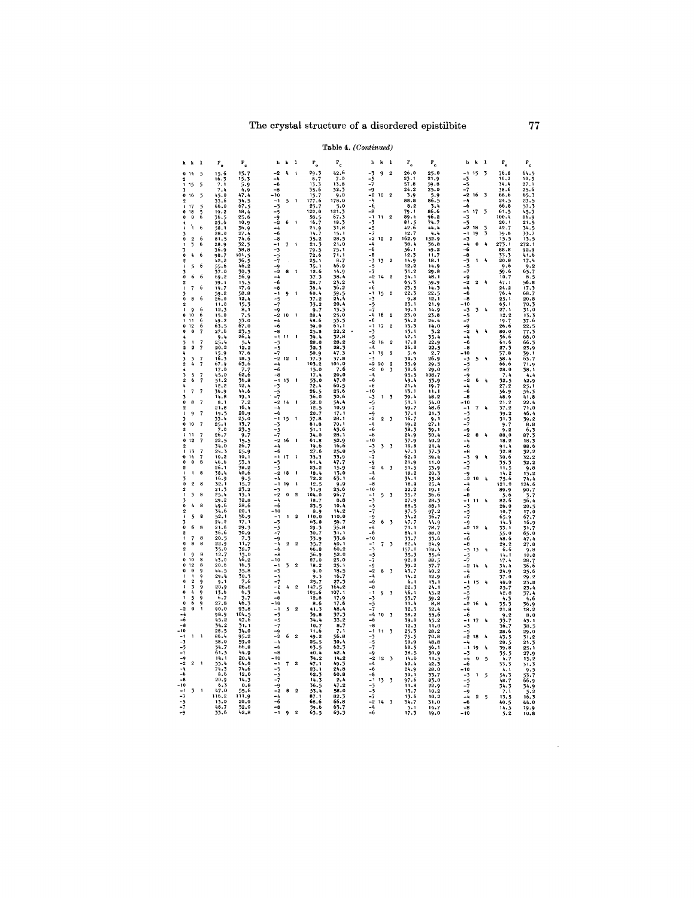Table 4. *(Continued)*

| h | k | l | $F_o$ | $F_c$ |
|---|---|---|---|---|
| 0 | 14 | 5 | 15.6 | 15.7 |
| 2 | | | 16.3 | 15.3 |
| 1 | 15 | 5 | 7.1 | 5.9 |
| 3 | | | 7.4 | 4.9 |
| 0 | 16 | 5 | 45.0 | 47.4 |
| 2 | | | 33.6 | 34.5 |
| 1 | 17 | 5 | 66.0 | 67.5 |
| 0 | 18 | 5 | 19.2 | 18.4 |
| 0 | 0 | 6 | 36.5 | 25.6 |
| 4 | | | 23.6 | 10.9 |
| 1 | 1 | 6 | 58.1 | 56.9 |
| 3 | | | 28.0 | 27.4 |
| 0 | 2 | 6 | 81.5 | 74.6 |
| 1 | 3 | 6 | 28.9 | 32.3 |
| 3 | | | 36.9 | 38.8 |
| 0 | 4 | 6 | 98.7 | 101.5 |
| 2 | | | 42.2 | 36.5 |
| 1 | 5 | 6 | 55.6 | 46.2 |
| 3 | | | 37.0 | 30.3 |
| 0 | 6 | 6 | 69.2 | 56.9 |
| 2 | | | 39.1 | 35.5 |
| 1 | 7 | 6 | 19.7 | 17.0 |
| 3 | | | 59.2 | 58.8 |
| 0 | 8 | 6 | 26.0 | 12.4 |
| 2 | | | 11.0 | 15.3 |
| 1 | 9 | 6 | 12.3 | 8.1 |
| 0 | 10 | 6 | 15.0 | 7.5 |
| 1 | 11 | 6 | 49.2 | 53.0 |
| 0 | 12 | 6 | 63.5 | 67.0 |
| 0 | 0 | 7 | 27.6 | 23.5 |
| 4 | | | 9.4 | 26.4 |
| 3 | 1 | 7 | 25.4 | 5.4 |
| 2 | 2 | 7 | 20.2 | 12.2 |
| 4 | | | 15.9 | 17.6 |
| 3 | 3 | 7 | 16.3 | 18.3 |
| 2 | 4 | 7 | 67.9 | 63.6 |
| 4 | | | 17.0 | 7.7 |
| 3 | 5 | 7 | 45.0 | 62.6 |
| 2 | 6 | 7 | 51.2 | 36.8 |
| 4 | | | 12.2 | 12.4 |
| 1 | 7 | 7 | 36.9 | 44.6 |
| 3 | | | 14.8 | 19.1 |
| 0 | 8 | 7 | 8.1 | 7.2 |
| 2 | | | 21.8 | 16.4 |
| 1 | 9 | 7 | 19.5 | 20.9 |
| 3 | | | 33.4 | 25.0 |
| 0 | 10 | 7 | 25.1 | 13.7 |
| 2 | | | 7.0 | 23.5 |
| 1 | 11 | 7 | 26.7 | 9.7 |
| 0 | 12 | 7 | 22.5 | 15.5 |
| 2 | | | 34.0 | 26.7 |
| 1 | 13 | 7 | 24.3 | 25.9 |
| 0 | 14 | 7 | 10.2 | 10.1 |
| 0 | 0 | 8 | 46.6 | 53.1 |
| 2 | | | 26.1 | 38.2 |
| 1 | 1 | 8 | 38.4 | 40.6 |
| 3 | | | 16.9 | 9.5 |
| 0 | 2 | 8 | 32.1 | 15.7 |
| 2 | | | 21.3 | 23.2 |
| 1 | 3 | 8 | 25.4 | 13.1 |
| 3 | | | 29.2 | 32.8 |
| 0 | 4 | 8 | 49.6 | 28.6 |
| 2 | | | 34.6 | 20.1 |
| 1 | 5 | 8 | 52.1 | 56.9 |
| 3 | | | 24.2 | 17.1 |
| 0 | 6 | 8 | 21.6 | 29.3 |
| 2 | | | 36.6 | 30.9 |
| 1 | 7 | 8 | 20.5 | 7.3 |
| 0 | 8 | 8 | 22.9 | 11.7 |
| 2 | | | 35.0 | 38.7 |
| 1 | 9 | 8 | 12.7 | 13.0 |
| 0 | 10 | 8 | 43.0 | 46.2 |
| 0 | 12 | 8 | 20.6 | 16.3 |
| 0 | 0 | 9 | 44.5 | 35.8 |
| 1 | 1 | 9 | 29.4 | 30.3 |
| 0 | 2 | 9 | 9.1 | 7.6 |
| 1 | 3 | 9 | 20.9 | 26.8 |
| 0 | 4 | 9 | 13.6 | 6.3 |
| 1 | 5 | 9 | 6.7 | 3.7 |
| 0 | 6 | 9 | 27.8 | 46.3 |
| -2 | 0 | 1 | 90.0 | 93.8 |
| -4 | | | 98.9 | 104.5 |
| -6 | | | 45.2 | 47.6 |
| -8 | | | 34.2 | 31.1 |
| -10 | | | 28.5 | 34.0 |
| -1 | 1 | 1 | 86.4 | 95.2 |
| -3 | | | 58.0 | 59.0 |
| -5 | | | 54.7 | 66.8 |
| -7 | | | 61.3 | 44.9 |
| -9 | | | 14.1 | 20.4 |
| -2 | 2 | 1 | 55.4 | 64.0 |
| -4 | | | 74.3 | 74.6 |
| -6 | | | 8.6 | 12.0 |
| -8 | | | 20.9 | 14.3 |
| -10 | | | 6.3 | 0.8 |
| -1 | 3 | 1 | 47.0 | 55.6 |
| -3 | | | 116.2 | 111.9 |
| -5 | | | 13.0 | 20.0 |
| -7 | | | 48.7 | 52.0 |
| -9 | | | 33.6 | 42.8 |
| -2 | 4 | 1 | 29.3 | 42.6 |
| -4 | | | 8.7 | 7.0 |
| -6 | | | 13.3 | 13.8 |
| -8 | | | 35.6 | 32.3 |
| -10 | | | 15.7 | 9.0 |
| -1 | 5 | 1 | 177.6 | 178.0 |
| -3 | | | 23.7 | 5.0 |
| -5 | | | 122.0 | 121.3 |
| -7 | | | 58.5 | 67.3 |
| -9 | | | 16.7 | 18.3 |
| -2 | 6 | 1 | 21.9 | 31.8 |
| -4 | | | 14.7 | 15.1 |
| -6 | | | 35.2 | 28.5 |
| -8 | | | 21.3 | 21.0 |
| -1 | 7 | 1 | 79.5 | 75.1 |
| -3 | | | 72.6 | 71.1 |
| -5 | | | 25.1 | 8.7 |
| -7 | | | 35.1 | 46.9 |
| -9 | | | 12.6 | 14.9 |
| -2 | 8 | 1 | 37.3 | 38.4 |
| -4 | | | 28.7 | 23.2 |
| -6 | | | 38.4 | 36.2 |
| -1 | 9 | 1 | 60.4 | 59.5 |
| -3 | | | 37.2 | 24.4 |
| -5 | | | 33.2 | 20.4 |
| -7 | | | 9.7 | 13.3 |
| -2 | 10 | 1 | 28.4 | 25.0 |
| -4 | | | 48.6 | 33.5 |
| -6 | | | 39.0 | 61.1 |
| -8 | | | 25.8 | 22.2 |
| -1 | 11 | 1 | 39.4 | 32.8 |
| -3 | | | 28.8 | 28.2 |
| -5 | | | 32.3 | 28.3 |
| -7 | | | 50.9 | 47.3 |
| -2 | 12 | 1 | 37.3 | 37.8 |
| -4 | | | 103.2 | 101.0 |
| -6 | | | 15.0 | 7.6 |
| -8 | | | 17.4 | 20.0 |
| -1 | 13 | 1 | 53.0 | 47.0 |
| -3 | | | 72.4 | 60.5 |
| -5 | | | 26.5 | 23.6 |
| -7 | | | 36.0 | 30.6 |
| -2 | 14 | 1 | 52.0 | 54.4 |
| -4 | | | 12.5 | 10.9 |
| -6 | | | 20.7 | 17.1 |
| -1 | 15 | 1 | 37.8 | 28.1 |
| -3 | | | 81.8 | 70.1 |
| -5 | | | 51.1 | 43.6 |
| -7 | | | 34.0 | 28.1 |
| -2 | 16 | 1 | 61.8 | 52.9 |
| -4 | | | 19.6 | 16.6 |
| -6 | | | 27.6 | 25.0 |
| -1 | 17 | 1 | 33.3 | 33.9 |
| -3 | | | 61.4 | 47.7 |
| -5 | | | 23.2 | 15.9 |
| -2 | 18 | 1 | 18.4 | 13.0 |
| -4 | | | 72.2 | 63.1 |
| -1 | 19 | 1 | 12.5 | 9.0 |
| -3 | | | 31.9 | 25.6 |
| -2 | 0 | 2 | 104.0 | 96.7 |
| -4 | | | 18.7 | 8.8 |
| -6 | | | 23.5 | 10.4 |
| -10 | | | 8.9 | 14.2 |
| -1 | 1 | 2 | 110.0 | 110.0 |
| -3 | | | 63.8 | 59.7 |
| -5 | | | 29.3 | 35.8 |
| -7 | | | 30.7 | 31.1 |
| -9 | | | 33.9 | 33.6 |
| -4 | 2 | 2 | 33.7 | 40.1 |
| -6 | | | 66.8 | 60.2 |
| -8 | | | 36.9 | 52.0 |
| -10 | | | 27.0 | 23.0 |
| -1 | 3 | 2 | 18.2 | 25.1 |
| -3 | | | 9.0 | 18.5 |
| -5 | | | 9.3 | 16.7 |
| -7 | | | 25.7 | 27.3 |
| -2 | 4 | 2 | 147.5 | 164.2 |
| -4 | | | 105.6 | 107.1 |
| -6 | | | 12.8 | 17.9 |
| -8 | | | 8.6 | 17.6 |
| -1 | 5 | 2 | 41.3 | 48.4 |
| -3 | | | 39.8 | 37.3 |
| -5 | | | 34.4 | 33.2 |
| -7 | | | 10.7 | 8.7 |
| -9 | | | 11.6 | 7.1 |
| -2 | 6 | 2 | 49.2 | 56.8 |
| -4 | | | 25.5 | 30.4 |
| -6 | | | 63.5 | 62.3 |
| -8 | | | 40.4 | 42.4 |
| -10 | | | 34.2 | 14.2 |
| -1 | 7 | 2 | 47.1 | 49.3 |
| -3 | | | 23.1 | 24.8 |
| -5 | | | 62.3 | 60.8 |
| -7 | | | 14.3 | 2.4 |
| -9 | | | 36.5 | 47.2 |
| -2 | 8 | 2 | 53.4 | 58.0 |
| -4 | | | 87.1 | 82.3 |
| -6 | | | 68.6 | 66.8 |
| -8 | | | 59.6 | 63.7 |
| -1 | 9 | 2 | 63.5 | 65.3 |
| -3 | 9 | 2 | 26.0 | 25.0 |
| -5 | | | 23.1 | 21.9 |
| -7 | | | 57.8 | 59.8 |
| -9 | | | 24.2 | 25.0 |
| -2 | 10 | 2 | 3.9 | 5.9 |
| -4 | | | 88.8 | 86.5 |
| -6 | | | 8.2 | 3.4 |
| -8 | | | 79.1 | 86.6 |
| -1 | 11 | 2 | 89.4 | 96.2 |
| -3 | | | 81.5 | 74.7 |
| -5 | | | 42.6 | 44.4 |
| -7 | | | 12.7 | 4.4 |
| -2 | 12 | 2 | 162.9 | 152.9 |
| -4 | | | 38.4 | 36.8 |
| -6 | | | 56.1 | 49.2 |
| -8 | | | 12.3 | 11.7 |
| -3 | 13 | 2 | 14.9 | 18.1 |
| -5 | | | 12.2 | 14.9 |
| -7 | | | 31.2 | 29.8 |
| -2 | 14 | 2 | 54.1 | 48.1 |
| -4 | | | 65.3 | 59.9 |
| -6 | | | 23.5 | 14.3 |
| -1 | 15 | 2 | 22.3 | 22.5 |
| -3 | | | 9.8 | 12.1 |
| -5 | | | 23.1 | 21.9 |
| -7 | | | 19.1 | 14.9 |
| -4 | 16 | 2 | 23.0 | 23.8 |
| -6 | | | 34.2 | 24.4 |
| -1 | 17 | 2 | 13.3 | 14.0 |
| -3 | | | 13.1 | 3.2 |
| -5 | | | 42.1 | 35.4 |
| -2 | 18 | 2 | 17.0 | 22.9 |
| -4 | | | 26.0 | 22.5 |
| -1 | 19 | 2 | 5.6 | 2.7 |
| -3 | | | 30.3 | 26.9 |
| -2 | 20 | 2 | 35.9 | 29.5 |
| -2 | 0 | 3 | 30.6 | 29.0 |
| -4 | | | 95.3 | 108.7 |
| -6 | | | 49.4 | 53.9 |
| -8 | | | 21.4 | 19.7 |
| -10 | | | 13.1 | 11.1 |
| -1 | 1 | 3 | 39.4 | 48.2 |
| -3 | | | 51.1 | 54.0 |
| -5 | | | 49.7 | 48.6 |
| -7 | | | 37.1 | 21.3 |
| -2 | 2 | 3 | 16.7 | 9.1 |
| -4 | | | 19.2 | 27.1 |
| -6 | | | 38.3 | 39.1 |
| -8 | | | 24.9 | 30.4 |
| -10 | | | 37.9 | 40.2 |
| -3 | 3 | 3 | 10.8 | 21.4 |
| -5 | | | 47.3 | 37.3 |
| -7 | | | 62.0 | 59.4 |
| -9 | | | 21.9 | 11.0 |
| -2 | 4 | 3 | 51.5 | 53.9 |
| -4 | | | 18.2 | 20.3 |
| -6 | | | 34.1 | 35.8 |
| -8 | | | 18.9 | 25.4 |
| -10 | | | 22.2 | 19.1 |
| -1 | 5 | 3 | 35.2 | 36.6 |
| -3 | | | 27.9 | 28.3 |
| -5 | | | 88.5 | 88.1 |
| -7 | | | 97.5 | 97.2 |
| -9 | | | 34.2 | 36.7 |
| -2 | 6 | 3 | 47.7 | 44.9 |
| -4 | | | 71.1 | 78.7 |
| -6 | | | 84.1 | 88.0 |
| -10 | | | 33.7 | 33.6 |
| -1 | 7 | 3 | 82.4 | 84.9 |
| -3 | | | 137.0 | 168.4 |
| -5 | | | 35.3 | 35.6 |
| -7 | | | 92.0 | 88.5 |
| -9 | | | 39.2 | 37.7 |
| -2 | 8 | 3 | 43.7 | 40.2 |
| -4 | | | 14.2 | 12.9 |
| -6 | | | 6.1 | 13.1 |
| -8 | | | 22.3 | 24.1 |
| -1 | 9 | 3 | 46.1 | 45.2 |
| -3 | | | 33.7 | 39.2 |
| -5 | | | 11.4 | 8.8 |
| -7 | | | 32.3 | 32.4 |
| -4 | 10 | 3 | 58.2 | 55.6 |
| -6 | | | 39.0 | 45.2 |
| -8 | | | 12.3 | 11.0 |
| -1 | 11 | 3 | 25.3 | 28.2 |
| -3 | | | 75.5 | 70.8 |
| -5 | | | 50.9 | 48.8 |
| -7 | | | 60.5 | 56.1 |
| -9 | | | 38.3 | 30.9 |
| -2 | 12 | 3 | 14.0 | 11.5 |
| -4 | | | 40.4 | 42.3 |
| -6 | | | 24.9 | 28.0 |
| -8 | | | 30.1 | 33.7 |
| -1 | 13 | 3 | 97.6 | 83.0 |
| -3 | | | 11.8 | 22.9 |
| -5 | | | 13.7 | 10.2 |
| -7 | | | 13.6 | 10.2 |
| -2 | 14 | 3 | 34.7 | 31.0 |
| -4 | | | 5.1 | 14.7 |
| -6 | | | 17.3 | 19.0 |
| -1 | 15 | 3 | 76.8 | 64.5 |
| -3 | | | 10.2 | 10.5 |
| -5 | | | 34.4 | 27.1 |
| -7 | | | 38.6 | 25.6 |
| -2 | 16 | 3 | 68.6 | 65.3 |
| -4 | | | 24.3 | 23.5 |
| -6 | | | 66.8 | 57.3 |
| -1 | 17 | 3 | 61.5 | 45.3 |
| -3 | | | 100.4 | 86.9 |
| -5 | | | 20.1 | 21.5 |
| -2 | 18 | 3 | 42.7 | 34.5 |
| -1 | 19 | 3 | 39.8 | 33.7 |
| -3 | | | 15.5 | 13.5 |
| -4 | 0 | 4 | 273.1 | 272.1 |
| -6 | | | 88.8 | 92.9 |
| -8 | | | 33.3 | 41.6 |
| -3 | 1 | 4 | 20.8 | 17.4 |
| -5 | | | 9.6 | 9.2 |
| -7 | | | 59.6 | 65.7 |
| -9 | | | 10.7 | 8.5 |
| -2 | 2 | 4 | 47.1 | 56.8 |
| -4 | | | 24.2 | 17.3 |
| -6 | | | 76.4 | 68.7 |
| -8 | | | 25.1 | 20.8 |
| -10 | | | 65.1 | 70.3 |
| -3 | 3 | 4 | 27.1 | 31.0 |
| -5 | | | 12.2 | 13.3 |
| -7 | | | 19.7 | 37.6 |
| -9 | | | 26.6 | 22.5 |
| -2 | 4 | 4 | 80.0 | 77.3 |
| -4 | | | 56.6 | 68.0 |
| -6 | | | 61.6 | 66.3 |
| -8 | | | 27.3 | 23.9 |
| -10 | | | 37.8 | 39.1 |
| -3 | 5 | 4 | 58.4 | 63.7 |
| -5 | | | 66.6 | 71.9 |
| -7 | | | 28.0 | 38.1 |
| -9 | | | 7.4 | 4.4 |
| -2 | 6 | 4 | 32.5 | 42.9 |
| -4 | | | 27.2 | 25.1 |
| -6 | | | 56.9 | 34.3 |
| -8 | | | 48.9 | 41.8 |
| -10 | | | 21.2 | 22.4 |
| -1 | 7 | 4 | 37.2 | 71.0 |
| -3 | | | 39.2 | 46.4 |
| -5 | | | 31.3 | 39.2 |
| -7 | | | 9.7 | 8.8 |
| -9 | | | 9.2 | 6.3 |
| -2 | 8 | 4 | 88.0 | 87.3 |
| -4 | | | 18.2 | 18.3 |
| -6 | | | 91.4 | 88.6 |
| -8 | | | 32.8 | 32.2 |
| -3 | 9 | 4 | 30.6 | 32.2 |
| -5 | | | 35.3 | 32.2 |
| -7 | | | 11.5 | 9.8 |
| -9 | | | 14.2 | 13.2 |
| -2 | 10 | 4 | 75.6 | 74.4 |
| -4 | | | 121.0 | 124.6 |
| -6 | | | 89.9 | 90.7 |
| -8 | | | 5.6 | 3.7 |
| -1 | 11 | 4 | 82.6 | 56.4 |
| -3 | | | 26.0 | 20.5 |
| -5 | | | 10.7 | 17.0 |
| -7 | | | 65.9 | 67.7 |
| -9 | | | 14.3 | 16.9 |
| -2 | 12 | 4 | 33.1 | 31.7 |
| -4 | | | 55.0 | 65.0 |
| -6 | | | 48.6 | 47.4 |
| -8 | | | 29.2 | 27.8 |
| -3 | 13 | 4 | 6.6 | 9.8 |
| -5 | | | 14.1 | 10.8 |
| -7 | | | 17.4 | 28.7 |
| -2 | 14 | 4 | 34.4 | 36.6 |
| -4 | | | 24.9 | 25.6 |
| -6 | | | 37.0 | 29.2 |
| -1 | 15 | 4 | 40.0 | 23.8 |
| -3 | | | 23.7 | 23.4 |
| -5 | | | 42.8 | 37.4 |
| -7 | | | 4.3 | 4.6 |
| -2 | 16 | 4 | 35.3 | 36.9 |
| -4 | | | 21.8 | 18.2 |
| -6 | | | 9.2 | 8.0 |
| -1 | 17 | 4 | 33.7 | 43.1 |
| -3 | | | 36.7 | 38.5 |
| -5 | | | 28.6 | 39.0 |
| -2 | 18 | 4 | 43.5 | 31.2 |
| -4 | | | 20.5 | 21.3 |
| -1 | 19 | 4 | 39.8 | 25.1 |
| -3 | | | 35.5 | 27.9 |
| -4 | 0 | 5 | 4.7 | 15.2 |
| -6 | | | 33.3 | 31.3 |
| -10 | | | 4.1 | 9.3 |
| -3 | 1 | 5 | 54.3 | 33.7 |
| -5 | | | 48.7 | 66.9 |
| -7 | | | 34.3 | 34.9 |
| -9 | | | 7.1 | 5.2 |
| -4 | 2 | 5 | 13.5 | 16.3 |
| -6 | | | 40.5 | 44.0 |
| -8 | | | 14.5 | 19.9 |
| -10 | | | 5.2 | 10.8 |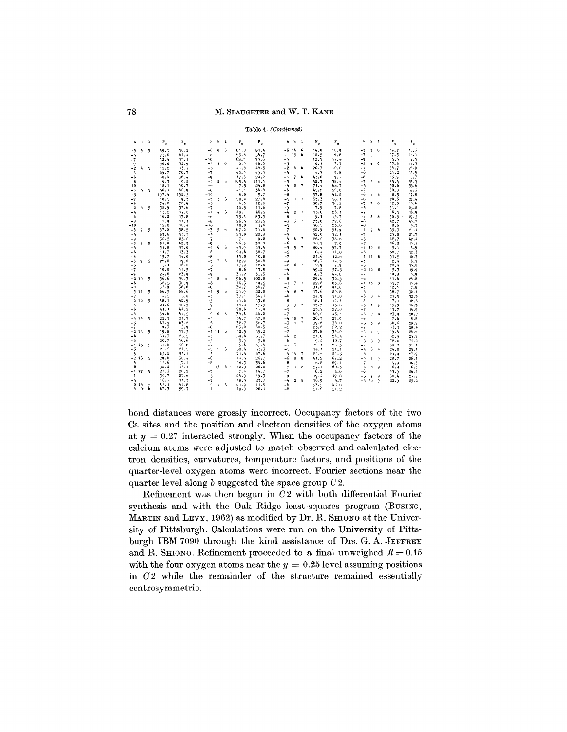Table 4. *(Continued)*

| h | k | l | $F_o$ | $F_c$ |
|---|---|---|---|---|
| -3 | 3 | 5 | 49.5 | 50.2 |
| -5 | | | 73.0 | 81.4 |
| -7 | | | 42.4 | 35.1 |
| -9 | | | 36.0 | 32.9 |
| -2 | 4 | 5 | 12.2 | 13.7 |
| -4 | | | 69.7 | 70.7 |
| -6 | | | 30.4 | 36.4 |
| -8 | | | 9.3 | 9.2 |
| -10 | | | 12.1 | 10.7 |
| -3 | 5 | 5 | 56.1 | 60.9 |
| -5 | | | 197.4 | 192.3 |
| -7 | | | 10.5 | 9.3 |
| -9 | | | 74.8 | 70.9 |
| -2 | 6 | 5 | 32.9 | 33.6 |
| -4 | | | 15.2 | 17.0 |
| -6 | | | 10.2 | 13.8 |
| -8 | | | 7.9 | 11.1 |
| -10 | | | 12.8 | 10.4 |
| -3 | 7 | 5 | 37.2 | 38.5 |
| -5 | | | 63.6 | 55.5 |
| -9 | | | 30.5 | 25.0 |
| -2 | 8 | 5 | 51.8 | 45.5 |
| -4 | | | 34.8 | 33.0 |
| -6 | | | 11.7 | 13.3 |
| -8 | | | 15.7 | 14.0 |
| -3 | 9 | 5 | 22.0 | 19.0 |
| -5 | | | 15.1 | 16.0 |
| -7 | | | 10.0 | 14.5 |
| -9 | | | 24.0 | 23.9 |
| -2 | 10 | 5 | 36.6 | 30.3 |
| -6 | | | 36.5 | 39.9 |
| -8 | | | 37.9 | 38.6 |
| -3 | 11 | 5 | 66.5 | 68.6 |
| -7 | | | 4.5 | 5.8 |
| -2 | 12 | 5 | 48.1 | 42.9 |
| -4 | | | 21.6 | 18.3 |
| -6 | | | 41.1 | 44.2 |
| -8 | | | 39.6 | 44.5 |
| -3 | 13 | 5 | 22.3 | 21.7 |
| -5 | | | 67.9 | 63.6 |
| -7 | | | 9.3 | 5.9 |
| -2 | 14 | 5 | 19.8 | 17.5 |
| -4 | | | 31.7 | 25.2 |
| -6 | | | 20.7 | 30.6 |
| -1 | 15 | 5 | 33.6 | 30.8 |
| -3 | | | 27.2 | 24.2 |
| -5 | | | 63.2 | 51.4 |
| -2 | 16 | 5 | 29.6 | 30.4 |
| -4 | | | 15.6 | 7.4 |
| -6 | | | 32.2 | 31.1 |
| -1 | 17 | 5 | 27.3 | 20.2 |
| -3 | | | 30.7 | 27.6 |
| -5 | | | 16.7 | 11.3 |
| -2 | 18 | 5 | 45.1 | 44.8 |
| -4 | 0 | 6 | 67.3 | 59.7 |
| -6 | 0 | 6 | 81.8 | 81.4 |
| -8 | | | 63.8 | 54.7 |
| -10 | | | 68.3 | 73.6 |
| -3 | 1 | 6 | 50.3 | 48.6 |
| -5 | | | 41.8 | 48.3 |
| -7 | | | 42.3 | 49.3 |
| -9 | | | 17.3 | 29.2 |
| -4 | 2 | 6 | 105.4 | 111.1 |
| -6 | | | 7.5 | 24.8 |
| -8 | | | 41.1 | 36.8 |
| -10 | | | 8.0 | 5.7 |
| -3 | 3 | 6 | 20.9 | 27.8 |
| -5 | | | 9.3 | 12.9 |
| -7 | | | 10.3 | 11.6 |
| -4 | 4 | 6 | 48.1 | 46.5 |
| -6 | | | 73.4 | 83.3 |
| -8 | | | 26.5 | 23.5 |
| -10 | | | 10.8 | 3.6 |
| -3 | 5 | 6 | 67.2 | 71.8 |
| -5 | | | 23.0 | 22.8 |
| -7 | | | 7.1 | 9.2 |
| -9 | | | 26.3 | 30.0 |
| -4 | 6 | 6 | 43.9 | 43.4 |
| -6 | | | 29.6 | 38.7 |
| -8 | | | 13.0 | 10.8 |
| -3 | 7 | 6 | 12.9 | 30.8 |
| -5 | | | 17.9 | 18.4 |
| -7 | | | 8.6 | 13.0 |
| -9 | | | 33.2 | 35.5 |
| -4 | 8 | 6 | 96.5 | 102.8 |
| -6 | | | 16.3 | 19.5 |
| -8 | | | 39.7 | 36.7 |
| -1 | 9 | 6 | 21.9 | 22.0 |
| -3 | | | 37.1 | 34.1 |
| -5 | | | 41.6 | 43.8 |
| -7 | | | 11.8 | 13.9 |
| -9 | | | 20.6 | 17.9 |
| -2 | 10 | 6 | 38.4 | 40.2 |
| -4 | | | 54.7 | 47.0 |
| -6 | | | 32.7 | 38.7 |
| -8 | | | 63.0 | 60.5 |
| -1 | 11 | 6 | 52.5 | 49.2 |
| -3 | | | 59.6 | 53.7 |
| -5 | | | 3.9 | 5.8 |
| -7 | | | 45.4 | 43.4 |
| -2 | 12 | 6 | 58.4 | 53.3 |
| -4 | | | 71.4 | 67.6 |
| -6 | | | 19.5 | 26.7 |
| -8 | | | 48.3 | 39.6 |
| -1 | 13 | 6 | 12.3 | 26.0 |
| -3 | | | 7.9 | 14.7 |
| -5 | | | 24.9 | 19.3 |
| -7 | | | 18.3 | 23.7 |
| -2 | 14 | 6 | 21.9 | 11.5 |
| -4 | | | 19.9 | 20.1 |
| -6 | 14 | 6 | 14.0 | 10.9 |
| -1 | 15 | 6 | 12.5 | 9.8 |
| -3 | | | 12.5 | 14.4 |
| -5 | | | 10.1 | 7.3 |
| -2 | 16 | 6 | 20.7 | 10.0 |
| -4 | | | 4.7 | 9.8 |
| -1 | 17 | 6 | 43.0 | 19.7 |
| -3 | | | 42.3 | 38.4 |
| -4 | 0 | 7 | 71.4 | 68.7 |
| -6 | | | 45.2 | 52.0 |
| -8 | | | 37.8 | 44.2 |
| -5 | 1 | 7 | 63.3 | 58.1 |
| -7 | | | 50.7 | 56.2 |
| -9 | | | 7.9 | 7.8 |
| -4 | 2 | 7 | 15.8 | 26.1 |
| -8 | | | 9.1 | 15.7 |
| -3 | 3 | 7 | 73.8 | 72.6 |
| -5 | | | 36.5 | 23.6 |
| -7 | | | 52.9 | 51.9 |
| -9 | | | 32.0 | 32.1 |
| -4 | 4 | 7 | 28.2 | 38.6 |
| -6 | | | 10.7 | 7.9 |
| -3 | 5 | 7 | 80.4 | 93.7 |
| -5 | | | 8.4 | 11.8 |
| -7 | | | 21.6 | 12.6 |
| -9 | | | 16.7 | 14.5 |
| -2 | 6 | 7 | 2.9 | 7.9 |
| -4 | | | 49.2 | 57.5 |
| -6 | | | 38.3 | 44.8 |
| -8 | | | 29.6 | 30.5 |
| -3 | 7 | 7 | 82.6 | 83.6 |
| -7 | | | 81.6 | 91.0 |
| -4 | 8 | 7 | 17.6 | 20.8 |
| -6 | | | 24.9 | 31.0 |
| -8 | | | 18.1 | 14.4 |
| -3 | 9 | 7 | 13.3 | 13.0 |
| -5 | | | 23.7 | 27.0 |
| -7 | | | 42.6 | 43.1 |
| -4 | 10 | 7 | 26.3 | 27.9 |
| -3 | 11 | 7 | 39.6 | 38.0 |
| -5 | | | 23.6 | 22.2 |
| -7 | | | 27.8 | 33.0 |
| -4 | 12 | 7 | 21.8 | 24.4 |
| -6 | | | 9.2 | 10.7 |
| -3 | 13 | 7 | 22.1 | 26.3 |
| -5 | | | 14.1 | 21.1 |
| -4 | 14 | 7 | 24.6 | 21.5 |
| -6 | 0 | 8 | 41.2 | 67.2 |
| -8 | | | 6.8 | 29.1 |
| -5 | 1 | 8 | 57.1 | 60.3 |
| -7 | | | 6.2 | 4.0 |
| -9 | | | 19.4 | 19.8 |
| -4 | 2 | 8 | 16.9 | 5.7 |
| -6 | | | 53.5 | 45.0 |
| -8 | | | 51.2 | 51.2 |
| -3 | 3 | 8 | 19.7 | 18.3 |
| -7 | | | 17.3 | 16.1 |
| -9 | | | 5.3 | 2.5 |
| -2 | 4 | 8 | 33.8 | 34.5 |
| -4 | | | 34.7 | 26.9 |
| -6 | | | 21.2 | 14.9 |
| -8 | | | 13.9 | 8.7 |
| -3 | 5 | 8 | 45.4 | 55.3 |
| -5 | | | 30.6 | 35.6 |
| -7 | | | 30.8 | 32.3 |
| -6 | 6 | 8 | 8.5 | 17.0 |
| -8 | | | 20.6 | 27.4 |
| -3 | 7 | 8 | 12.0 | 15.6 |
| -5 | | | 31.1 | 25.2 |
| -7 | | | 16.5 | 16.9 |
| -4 | 8 | 8 | 30.5 | 29.5 |
| -6 | | | 42.7 | 43.7 |
| -8 | | | 8.6 | 9.3 |
| -1 | 9 | 8 | 35.3 | 21.4 |
| -3 | | | 25.0 | 21.7 |
| -5 | | | 42.7 | 42.4 |
| -7 | | | 26.2 | 19.4 |
| -4 | 10 | 8 | 5.1 | 4.9 |
| -6 | | | 58.7 | 52.3 |
| -1 | 11 | 8 | 31.5 | 10.3 |
| -3 | | | 2.9 | 6.3 |
| -5 | | | 28.9 | 33.0 |
| -2 | 12 | 8 | 15.3 | 15.9 |
| -4 | | | 10.8 | 3.9 |
| -6 | | | 41.4 | 28.8 |
| -1 | 13 | 8 | 35.7 | 13.4 |
| -3 | | | 12.1 | 7.8 |
| -5 | | | 38.7 | 32.1 |
| -6 | 0 | 9 | 21.3 | 32.3 |
| -8 | | | 7.1 | 12.8 |
| -5 | 1 | 9 | 15.3 | 14.3 |
| -7 | | | 13.7 | 14.9 |
| -6 | 2 | 9 | 23.9 | 20.2 |
| -8 | | | 7.6 | 8.8 |
| -5 | 3 | 9 | 36.6 | 28.7 |
| -7 | | | 33.3 | 28.4 |
| -4 | 4 | 9 | 19.4 | 28.6 |
| -6 | | | 32.9 | 23.7 |
| -5 | 5 | 9 | 78.6 | 73.6 |
| -7 | | | 38.2 | 31.1 |
| -4 | 6 | 9 | 24.0 | 23.1 |
| -6 | | | 21.9 | 27.9 |
| -5 | 7 | 9 | 28.7 | 26.1 |
| -7 | | | 14.9 | 16.3 |
| -4 | 8 | 9 | 6.9 | 6.3 |
| -6 | | | 33.9 | 26.1 |
| -5 | 9 | 9 | 30.4 | 23.7 |
| -4 | 10 | 9 | 22.9 | 25.2 |

bond distances were grossly incorrect. Occupancy factors of the two Ca sites and the position and electron densities of the oxygen atoms at $y = 0.27$ interacted strongly. When the occupancy factors of the calcium atoms were adjusted to match observed and calculated electron densities, curvatures, temperature factors, and positions of the quarter-level oxygen atoms were incorrect. Fourier sections near the quarter level along $b$ suggested the space group $C2$.

Refinement was then begun in $C2$ with both differential Fourier synthesis and with the Oak Ridge least-squares program (BUSING, MARTIN and LEVY, 1962) as modified by Dr. R. SHIONO at the University of Pittsburgh. Calculations were run on the University of Pittsburgh IBM 7090 through the kind assistance of Drs. G. A. JEFFREY and R. SHIONO. Refinement proceeded to a final unweighed $R = 0.15$ with the four oxygen atoms near the $y = 0.25$ level assuming positions in $C2$ while the remainder of the structure remained essentially centrosymmetric.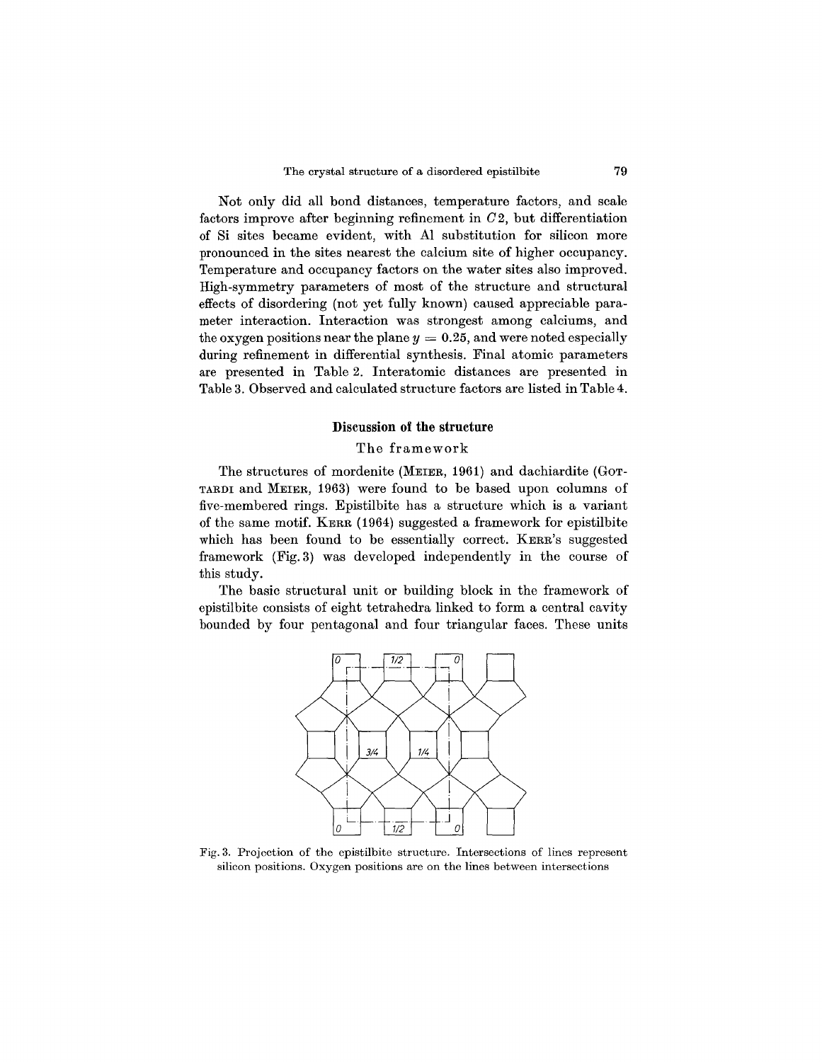Not only did all bond distances, temperature factors, and scale factors improve after beginning refinement in $C2$, but differentiation of Si sites became evident, with Al substitution for silicon more pronounced in the sites nearest the calcium site of higher occupancy. Temperature and occupancy factors on the water sites also improved. High-symmetry parameters of most of the structure and structural effects of disordering (not yet fully known) caused appreciable parameter interaction. Interaction was strongest among calciums, and the oxygen positions near the plane $y = 0.25$, and were noted especially during refinement in differential synthesis. Final atomic parameters are presented in Table 2. Interatomic distances are presented in Table 3. Observed and calculated structure factors are listed in Table 4.

## Discussion of the structure

### The framework

The structures of mordenite (MEIER, 1961) and dachiardite (GOTTARDI and MEIER, 1963) were found to be based upon columns of five-membered rings. Epistilbite has a structure which is a variant of the same motif. KERR (1964) suggested a framework for epistilbite which has been found to be essentially correct. KERR's suggested framework (Fig. 3) was developed independently in the course of this study.

The basic structural unit or building block in the framework of epistilbite consists of eight tetrahedra linked to form a central cavity bounded by four pentagonal and four triangular faces. These units

Fig. 3. Projection of the epistilbite structure. Intersections of lines represent silicon positions. Oxygen positions are on the lines between intersections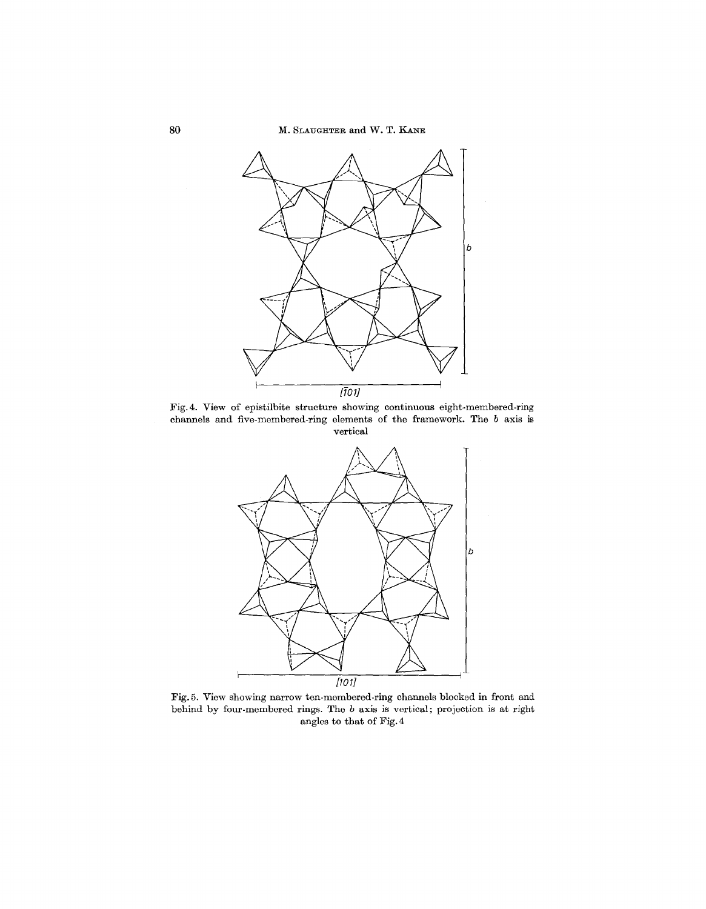Fig. 4. View of epistilbite structure showing continuous eight-membered-ring channels and five-membered-ring elements of the framework. The *b* axis is vertical

Fig. 5. View showing narrow ten-membered-ring channels blocked in front and behind by four-membered rings. The *b* axis is vertical; projection is at right angles to that of Fig. 4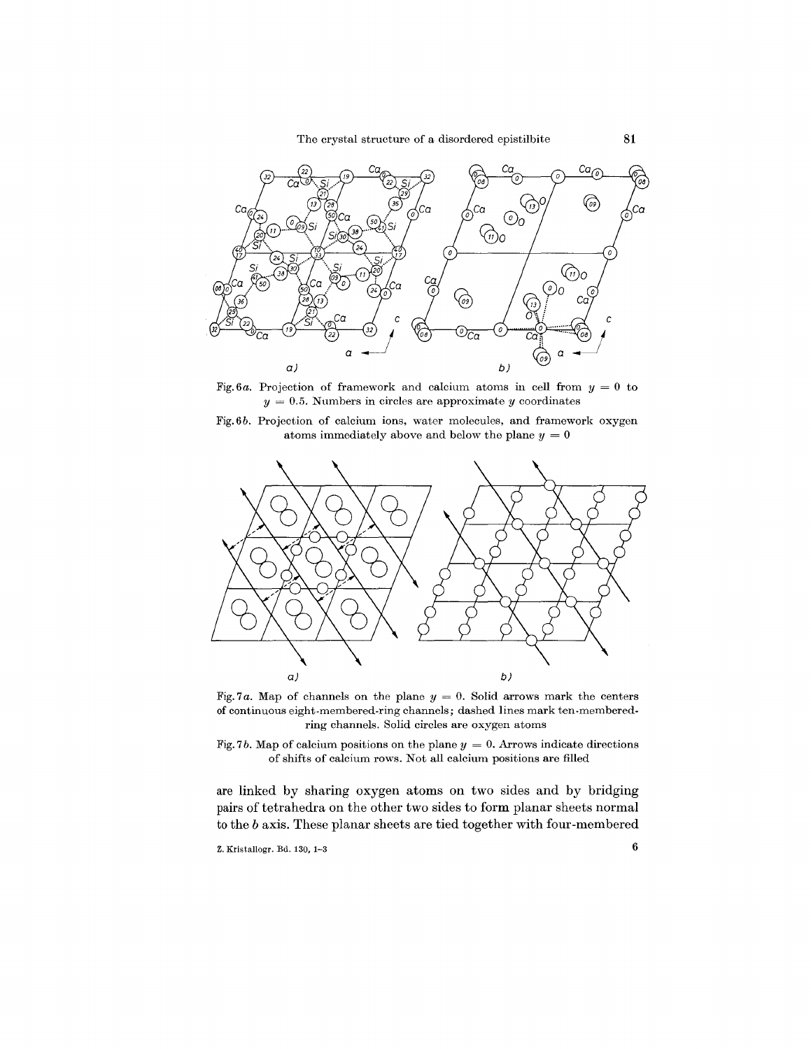Fig. 6a. Projection of framework and calcium atoms in cell from $y = 0$ to $y = 0.5$. Numbers in circles are approximate $y$ coordinates

Fig. 6b. Projection of calcium ions, water molecules, and framework oxygen atoms immediately above and below the plane $y = 0$

Fig. 7a. Map of channels on the plane $y = 0$. Solid arrows mark the centers of continuous eight-membered-ring channels; dashed lines mark ten-membered-ring channels. Solid circles are oxygen atoms

Fig. 7b. Map of calcium positions on the plane $y = 0$. Arrows indicate directions of shifts of calcium rows. Not all calcium positions are filled

are linked by sharing oxygen atoms on two sides and by bridging pairs of tetrahedra on the other two sides to form planar sheets normal to the $b$ axis. These planar sheets are tied together with four-membered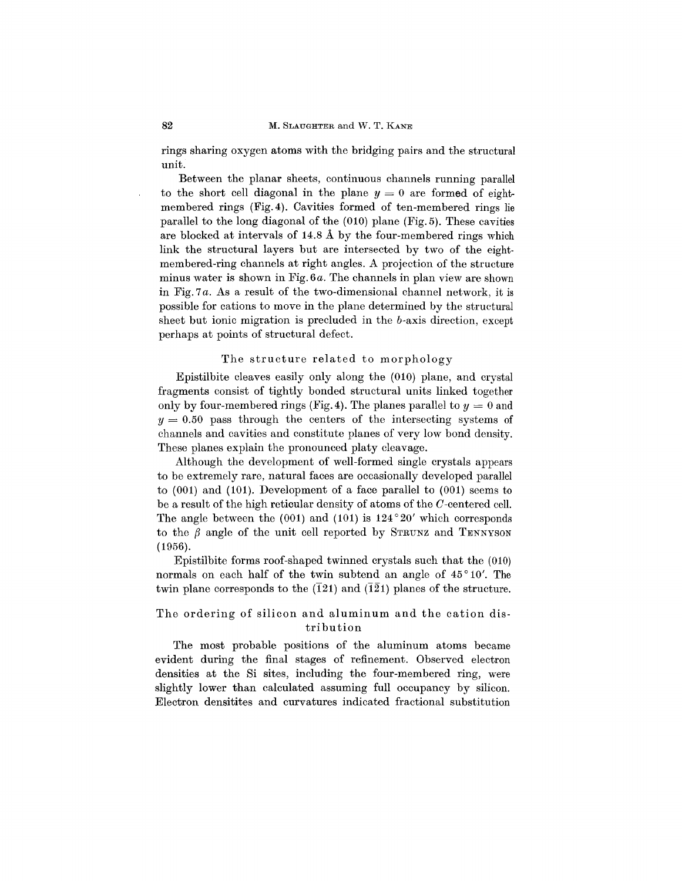rings sharing oxygen atoms with the bridging pairs and the structural unit.

Between the planar sheets, continuous channels running parallel to the short cell diagonal in the plane $y = 0$ are formed of eight-membered rings (Fig. 4). Cavities formed of ten-membered rings lie parallel to the long diagonal of the (010) plane (Fig. 5). These cavities are blocked at intervals of 14.8 Å by the four-membered rings which link the structural layers but are intersected by two of the eight-membered-ring channels at right angles. A projection of the structure minus water is shown in Fig. 6*a*. The channels in plan view are shown in Fig. 7*a*. As a result of the two-dimensional channel network, it is possible for cations to move in the plane determined by the structural sheet but ionic migration is precluded in the *b*-axis direction, except perhaps at points of structural defect.

## The structure related to morphology

Epistilbite cleaves easily only along the (010) plane, and crystal fragments consist of tightly bonded structural units linked together only by four-membered rings (Fig. 4). The planes parallel to $y = 0$ and $y = 0.50$ pass through the centers of the intersecting systems of channels and cavities and constitute planes of very low bond density. These planes explain the pronounced platy cleavage.

Although the development of well-formed single crystals appears to be extremely rare, natural faces are occasionally developed parallel to (001) and (101). Development of a face parallel to (001) seems to be a result of the high reticular density of atoms of the *C*-centered cell. The angle between the (001) and (101) is 124°20′ which corresponds to the $\beta$ angle of the unit cell reported by STRUNZ and TENNYSON (1956).

Epistilbite forms roof-shaped twinned crystals such that the (010) normals on each half of the twin subtend an angle of 45°10′. The twin plane corresponds to the $(\bar{1}21)$ and $(\bar{1}\bar{2}1)$ planes of the structure.

## The ordering of silicon and aluminum and the cation distribution

The most probable positions of the aluminum atoms became evident during the final stages of refinement. Observed electron densities at the Si sites, including the four-membered ring, were slightly lower than calculated assuming full occupancy by silicon. Electron densitites and curvatures indicated fractional substitution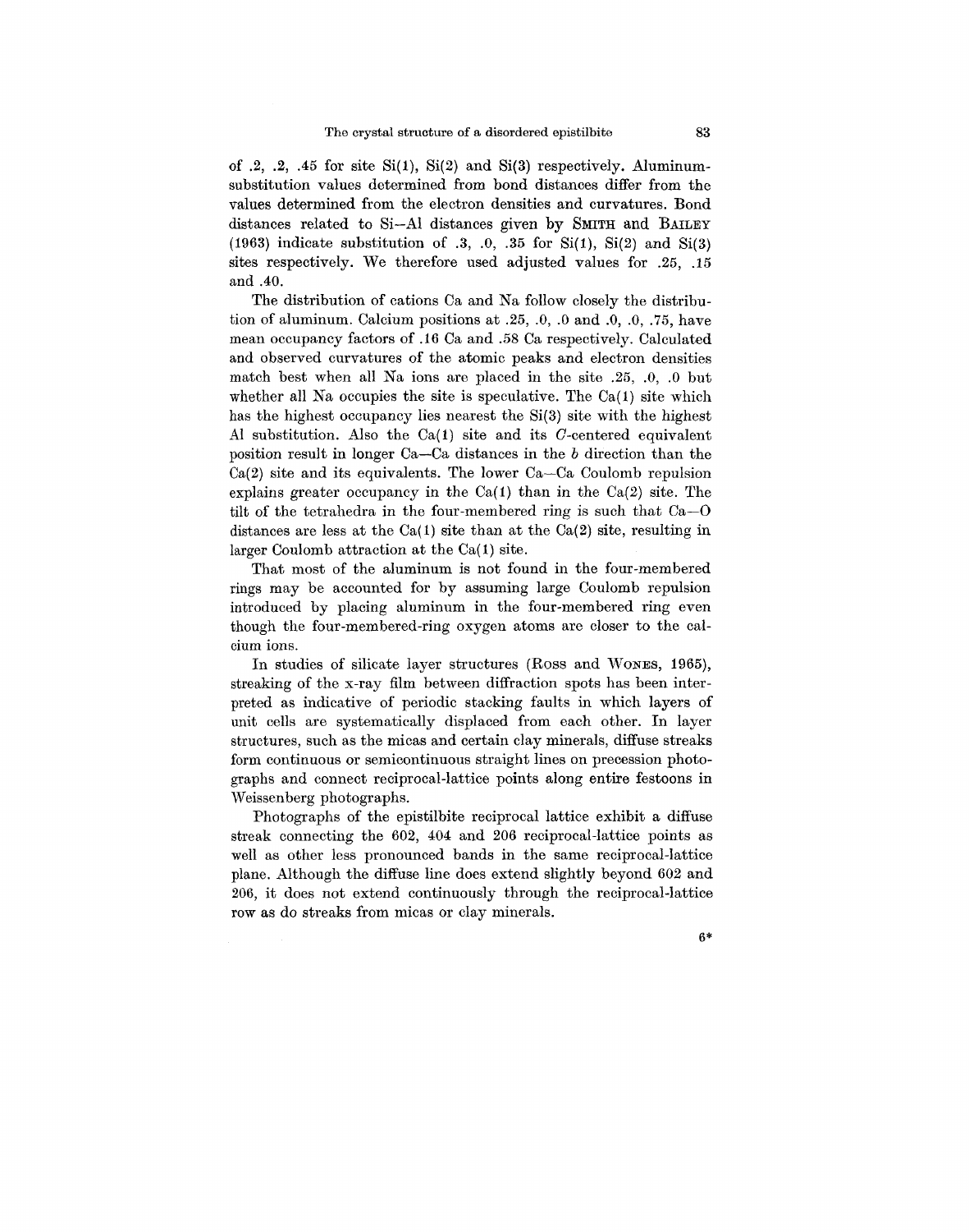of .2, .2, .45 for site Si(1), Si(2) and Si(3) respectively. Aluminum-substitution values determined from bond distances differ from the values determined from the electron densities and curvatures. Bond distances related to Si—Al distances given by SMITH and BAILEY (1963) indicate substitution of .3, .0, .35 for Si(1), Si(2) and Si(3) sites respectively. We therefore used adjusted values for .25, .15 and .40.

The distribution of cations Ca and Na follow closely the distribution of aluminum. Calcium positions at .25, .0, .0 and .0, .0, .75, have mean occupancy factors of .16 Ca and .58 Ca respectively. Calculated and observed curvatures of the atomic peaks and electron densities match best when all Na ions are placed in the site .25, .0, .0 but whether all Na occupies the site is speculative. The Ca(1) site which has the highest occupancy lies nearest the Si(3) site with the highest Al substitution. Also the Ca(1) site and its *C*-centered equivalent position result in longer Ca—Ca distances in the *b* direction than the Ca(2) site and its equivalents. The lower Ca—Ca Coulomb repulsion explains greater occupancy in the Ca(1) than in the Ca(2) site. The tilt of the tetrahedra in the four-membered ring is such that Ca—O distances are less at the Ca(1) site than at the Ca(2) site, resulting in larger Coulomb attraction at the Ca(1) site.

That most of the aluminum is not found in the four-membered rings may be accounted for by assuming large Coulomb repulsion introduced by placing aluminum in the four-membered ring even though the four-membered-ring oxygen atoms are closer to the calcium ions.

In studies of silicate layer structures (ROSS and WONES, 1965), streaking of the x-ray film between diffraction spots has been interpreted as indicative of periodic stacking faults in which layers of unit cells are systematically displaced from each other. In layer structures, such as the micas and certain clay minerals, diffuse streaks form continuous or semicontinuous straight lines on precession photographs and connect reciprocal-lattice points along entire festoons in Weissenberg photographs.

Photographs of the epistilbite reciprocal lattice exhibit a diffuse streak connecting the 602, 404 and 206 reciprocal-lattice points as well as other less pronounced bands in the same reciprocal-lattice plane. Although the diffuse line does extend slightly beyond 602 and 206, it does not extend continuously through the reciprocal-lattice row as do streaks from micas or clay minerals.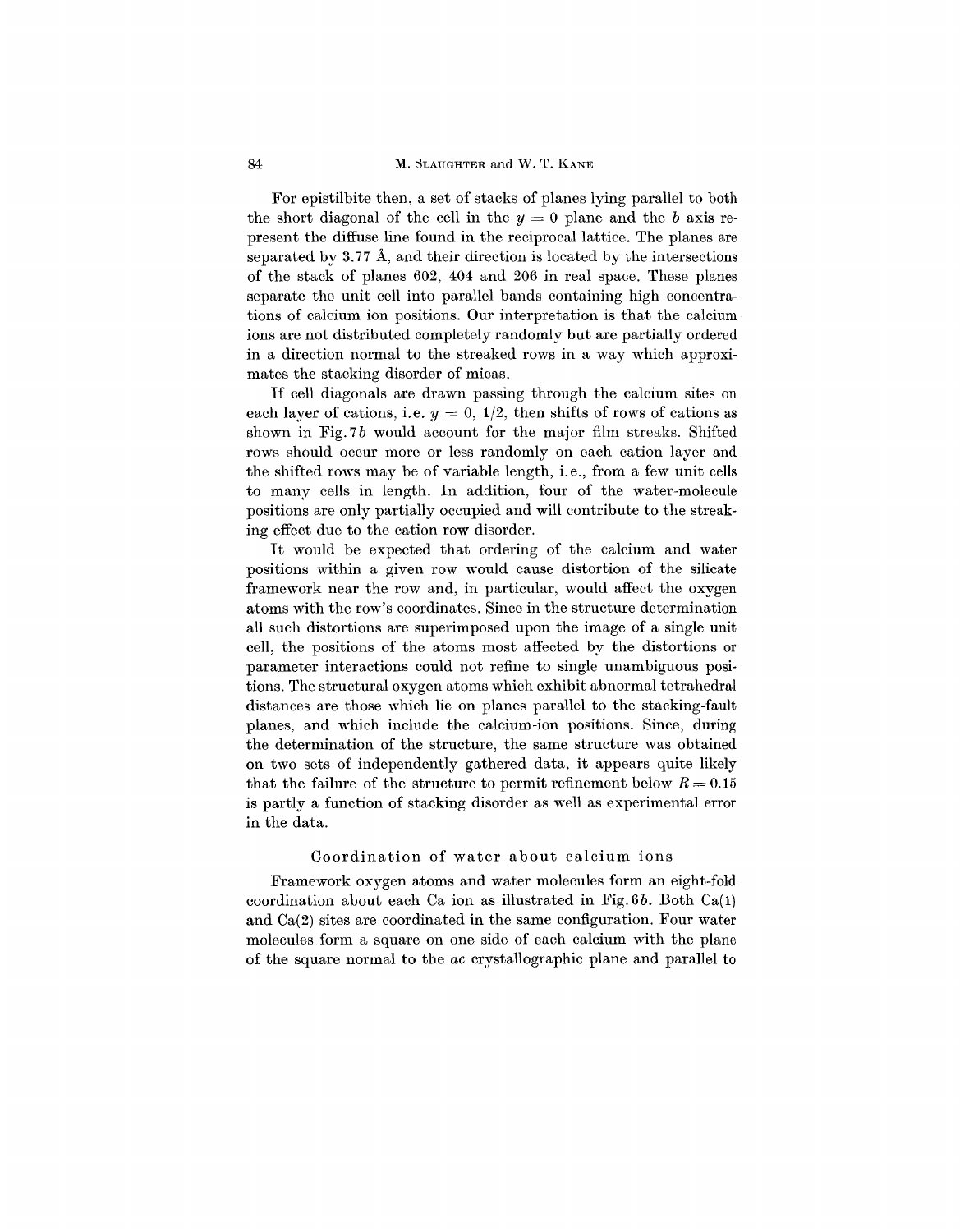For epistilbite then, a set of stacks of planes lying parallel to both the short diagonal of the cell in the $y = 0$ plane and the $b$ axis represent the diffuse line found in the reciprocal lattice. The planes are separated by 3.77 Å, and their direction is located by the intersections of the stack of planes 602, 404 and 206 in real space. These planes separate the unit cell into parallel bands containing high concentrations of calcium ion positions. Our interpretation is that the calcium ions are not distributed completely randomly but are partially ordered in a direction normal to the streaked rows in a way which approximates the stacking disorder of micas.

If cell diagonals are drawn passing through the calcium sites on each layer of cations, i.e. $y = 0$, $1/2$, then shifts of rows of cations as shown in Fig. 7*b* would account for the major film streaks. Shifted rows should occur more or less randomly on each cation layer and the shifted rows may be of variable length, i.e., from a few unit cells to many cells in length. In addition, four of the water-molecule positions are only partially occupied and will contribute to the streaking effect due to the cation row disorder.

It would be expected that ordering of the calcium and water positions within a given row would cause distortion of the silicate framework near the row and, in particular, would affect the oxygen atoms with the row's coordinates. Since in the structure determination all such distortions are superimposed upon the image of a single unit cell, the positions of the atoms most affected by the distortions or parameter interactions could not refine to single unambiguous positions. The structural oxygen atoms which exhibit abnormal tetrahedral distances are those which lie on planes parallel to the stacking-fault planes, and which include the calcium-ion positions. Since, during the determination of the structure, the same structure was obtained on two sets of independently gathered data, it appears quite likely that the failure of the structure to permit refinement below $R = 0.15$ is partly a function of stacking disorder as well as experimental error in the data.

### Coordination of water about calcium ions

Framework oxygen atoms and water molecules form an eight-fold coordination about each Ca ion as illustrated in Fig. 6*b*. Both Ca(1) and Ca(2) sites are coordinated in the same configuration. Four water molecules form a square on one side of each calcium with the plane of the square normal to the *ac* crystallographic plane and parallel to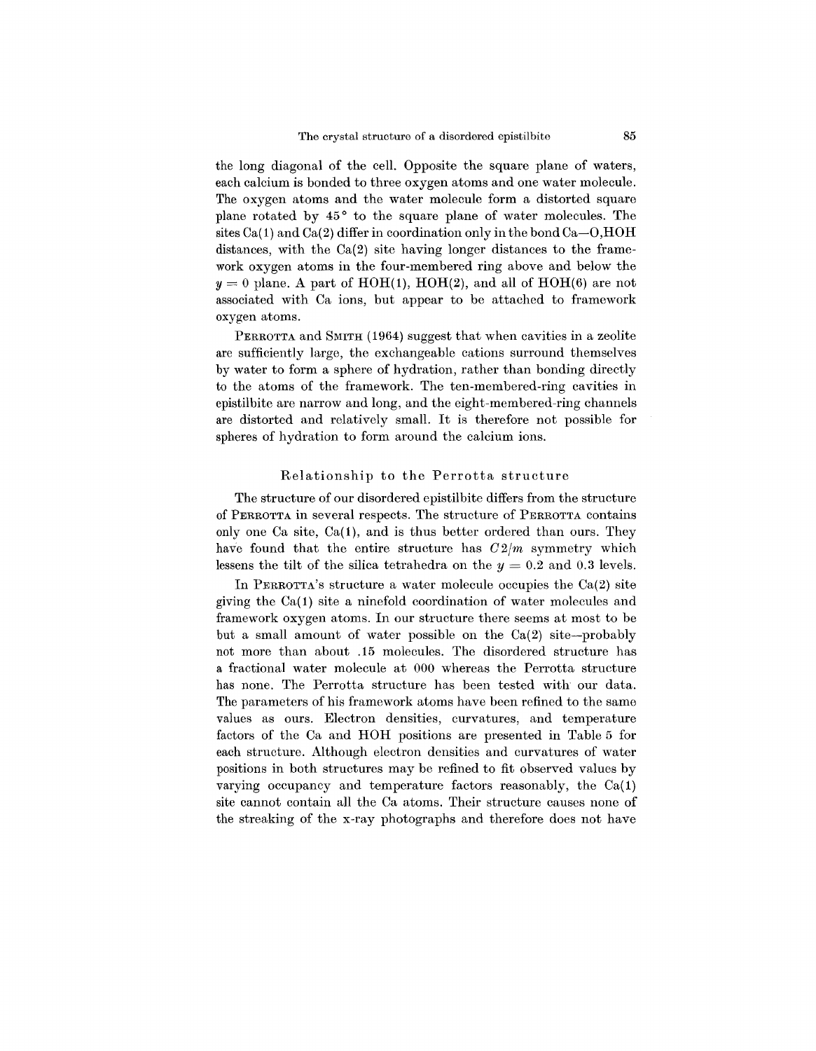the long diagonal of the cell. Opposite the square plane of waters, each calcium is bonded to three oxygen atoms and one water molecule. The oxygen atoms and the water molecule form a distorted square plane rotated by 45° to the square plane of water molecules. The sites Ca(1) and Ca(2) differ in coordination only in the bond Ca—O,HOH distances, with the Ca(2) site having longer distances to the framework oxygen atoms in the four-membered ring above and below the $y = 0$ plane. A part of HOH(1), HOH(2), and all of HOH(6) are not associated with Ca ions, but appear to be attached to framework oxygen atoms.

PERROTTA and SMITH (1964) suggest that when cavities in a zeolite are sufficiently large, the exchangeable cations surround themselves by water to form a sphere of hydration, rather than bonding directly to the atoms of the framework. The ten-membered-ring cavities in epistilbite are narrow and long, and the eight-membered-ring channels are distorted and relatively small. It is therefore not possible for spheres of hydration to form around the calcium ions.

## Relationship to the Perrotta structure

The structure of our disordered epistilbite differs from the structure of PERROTTA in several respects. The structure of PERROTTA contains only one Ca site, Ca(1), and is thus better ordered than ours. They have found that the entire structure has $C2/m$ symmetry which lessens the tilt of the silica tetrahedra on the $y = 0.2$ and 0.3 levels.

In PERROTTA's structure a water molecule occupies the Ca(2) site giving the Ca(1) site a ninefold coordination of water molecules and framework oxygen atoms. In our structure there seems at most to be but a small amount of water possible on the Ca(2) site—probably not more than about .15 molecules. The disordered structure has a fractional water molecule at 000 whereas the Perrotta structure has none. The Perrotta structure has been tested with our data. The parameters of his framework atoms have been refined to the same values as ours. Electron densities, curvatures, and temperature factors of the Ca and HOH positions are presented in Table 5 for each structure. Although electron densities and curvatures of water positions in both structures may be refined to fit observed values by varying occupancy and temperature factors reasonably, the Ca(1) site cannot contain all the Ca atoms. Their structure causes none of the streaking of the x-ray photographs and therefore does not have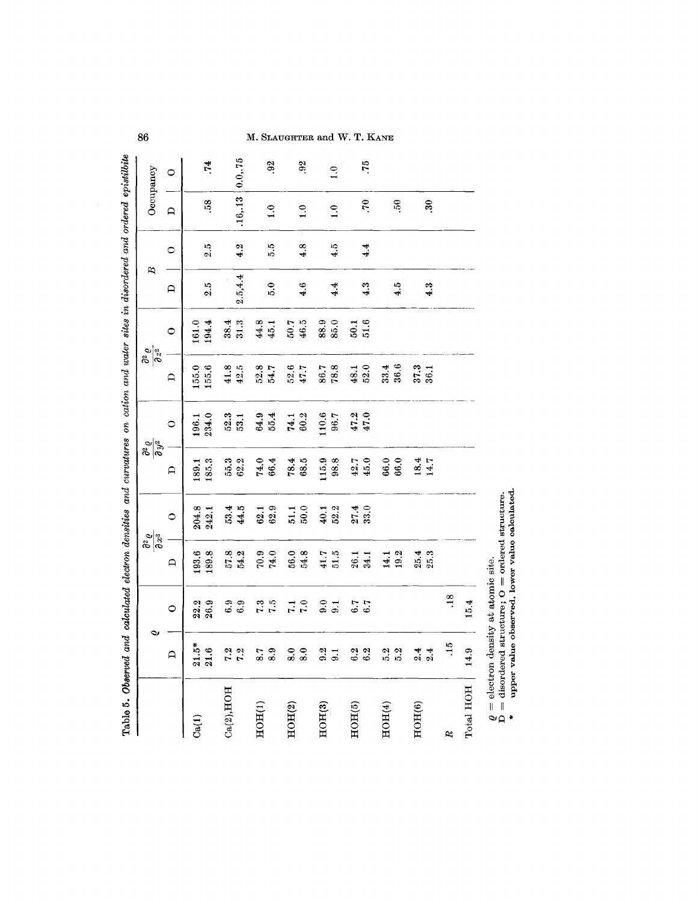**Table 5. *Observed and calculated electron densities and curvatures on cation and water sites in disordered and ordered epistilbite***

| | $\varrho$ | | $\frac{\partial^2 \varrho}{\partial x^2}$ | | $\frac{\partial^2 \varrho}{\partial y^2}$ | | $\frac{\partial^2 \varrho}{\partial z^2}$ | | $B$ | | Occupancy | |
|---|---|---|---|---|---|---|---|---|---|---|---|---|
| | D | O | D | O | D | O | D | O | D | O | D | O |
| Ca(1) | 21.5* | 22.2 | 193.6 | 204.8 | 189.1 | 196.1 | 155.0 | 161.0 | 2.5 | 2.5 | .58 | .74 |
| | 21.6 | 26.9 | 189.8 | 242.1 | 185.3 | 234.0 | 155.6 | 194.4 | | | | |
| Ca(2),HOH | 7.2 | 6.9 | 57.8 | 53.4 | 55.3 | 52.3 | 41.8 | 38.4 | 2.5,4.4 | 4.2 | .16,.13 | 0.0,.75 |
| | 7.2 | 6.9 | 54.2 | 44.5 | 62.2 | 53.1 | 42.5 | 31.3 | | | | |
| HOH(1) | 8.7 | 7.3 | 70.9 | 62.1 | 74.0 | 64.9 | 52.8 | 44.8 | 5.0 | 5.5 | 1.0 | .92 |
| | 8.9 | 7.5 | 74.0 | 62.9 | 66.4 | 55.4 | 54.7 | 45.1 | | | | |
| HOH(2) | 8.0 | 7.1 | 56.0 | 51.1 | 78.4 | 74.1 | 52.6 | 50.7 | 4.6 | 4.8 | 1.0 | .92 |
| | 8.0 | 7.0 | 54.8 | 50.0 | 68.5 | 60.2 | 47.7 | 46.5 | | | | |
| HOH(3) | 9.2 | 9.0 | 41.7 | 40.1 | 115.9 | 110.6 | 86.7 | 88.9 | 4.4 | 4.5 | 1.0 | 1.0 |
| | 9.1 | 9.1 | 51.5 | 52.2 | 98.8 | 96.7 | 78.8 | 85.0 | | | | |
| HOH(5) | 6.2 | 6.7 | 26.1 | 27.4 | 42.7 | 47.2 | 48.1 | 50.1 | 4.3 | 4.4 | .70 | .75 |
| | 6.2 | 6.7 | 34.1 | 33.0 | 45.0 | 47.0 | 52.0 | 51.6 | | | | |
| HOH(4) | 5.2 | | 14.1 | | 66.0 | | 33.4 | | 4.5 | | .50 | |
| | 5.2 | | 19.2 | | 66.0 | | 36.6 | | | | | |
| HOH(6) | 2.4 | | 25.4 | | 18.4 | | 37.3 | | 4.3 | | .30 | |
| | 2.4 | | 25.3 | | 14.7 | | 36.1 | | | | | |
| $R$ | .15 | .18 | | | | | | | | | | |
| Total HOH | 14.9 | 15.4 | | | | | | | | | | |

$\varrho$ = electron density at atomic site.
D = disordered structure; O = ordered structure.
\* upper value observed, lower value calculated.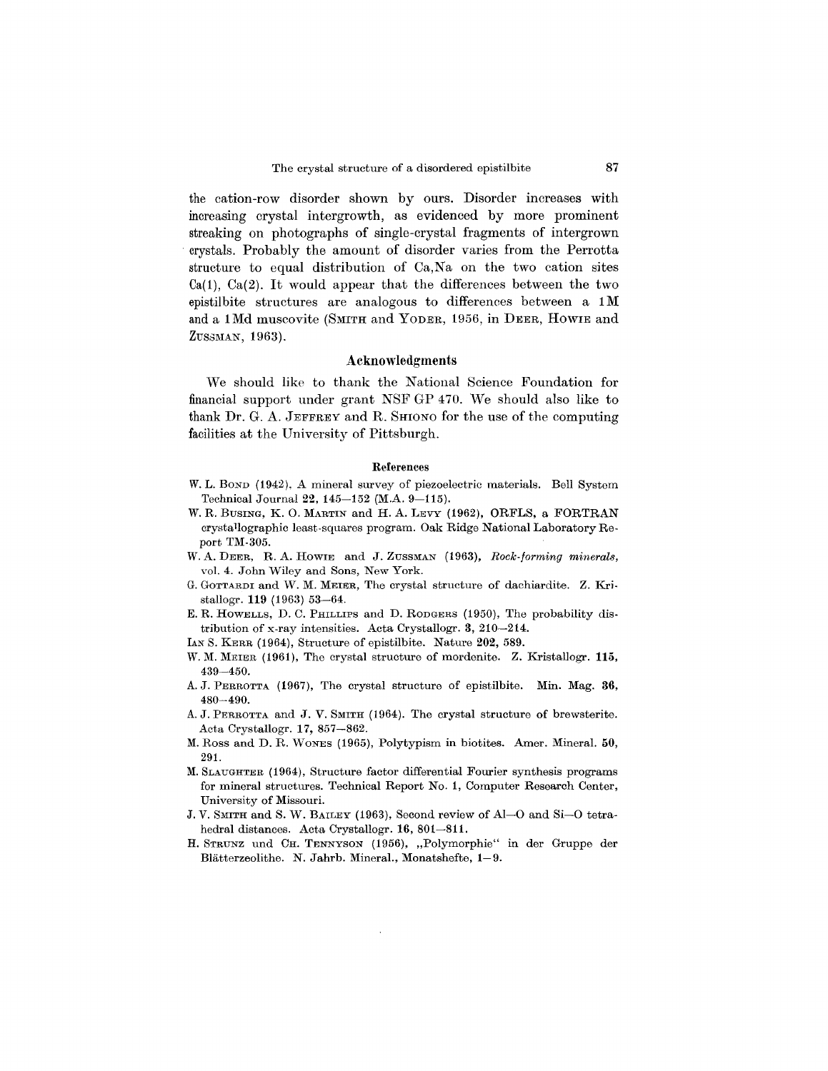the cation-row disorder shown by ours. Disorder increases with increasing crystal intergrowth, as evidenced by more prominent streaking on photographs of single-crystal fragments of intergrown crystals. Probably the amount of disorder varies from the Perrotta structure to equal distribution of Ca,Na on the two cation sites Ca(1), Ca(2). It would appear that the differences between the two epistilbite structures are analogous to differences between a 1M and a 1Md muscovite (SMITH and YODER, 1956, in DEER, HOWIE and ZUSSMAN, 1963).

## Acknowledgments

We should like to thank the National Science Foundation for financial support under grant NSF GP 470. We should also like to thank Dr. G. A. JEFFREY and R. SHIONO for the use of the computing facilities at the University of Pittsburgh.

### References

W. L. BOND (1942), A mineral survey of piezoelectric materials. Bell System Technical Journal **22**, 145–152 (M.A. 9–115).

W. R. BUSING, K. O. MARTIN and H. A. LEVY (1962), ORFLS, a FORTRAN crystallographic least-squares program. Oak Ridge National Laboratory Report TM-305.

W. A. DEER, R. A. HOWIE and J. ZUSSMAN (1963), *Rock-forming minerals*, vol. 4. John Wiley and Sons, New York.

G. GOTTARDI and W. M. MEIER, The crystal structure of dachiardite. Z. Kristallogr. **119** (1963) 53–64.

E. R. HOWELLS, D. C. PHILLIPS and D. RODGERS (1950), The probability distribution of x-ray intensities. Acta Crystallogr. **3**, 210–214.

IAN S. KERR (1964), Structure of epistilbite. Nature **202**, 589.

W. M. MEIER (1961), The crystal structure of mordenite. Z. Kristallogr. **115**, 439–450.

A. J. PERROTTA (1967), The crystal structure of epistilbite. Min. Mag. **36**, 480–490.

A. J. PERROTTA and J. V. SMITH (1964). The crystal structure of brewsterite. Acta Crystallogr. **17**, 857–862.

M. ROSS and D. R. WONES (1965), Polytypism in biotites. Amer. Mineral. **50**, 291.

M. SLAUGHTER (1964), Structure factor differential Fourier synthesis programs for mineral structures. Technical Report No. 1, Computer Research Center, University of Missouri.

J. V. SMITH and S. W. BAILEY (1963), Second review of Al–O and Si–O tetrahedral distances. Acta Crystallogr. **16**, 801–811.

H. STRUNZ und CH. TENNYSON (1956), „Polymorphie" in der Gruppe der Blätterzeolithe. N. Jahrb. Mineral., Monatshefte, 1–9.